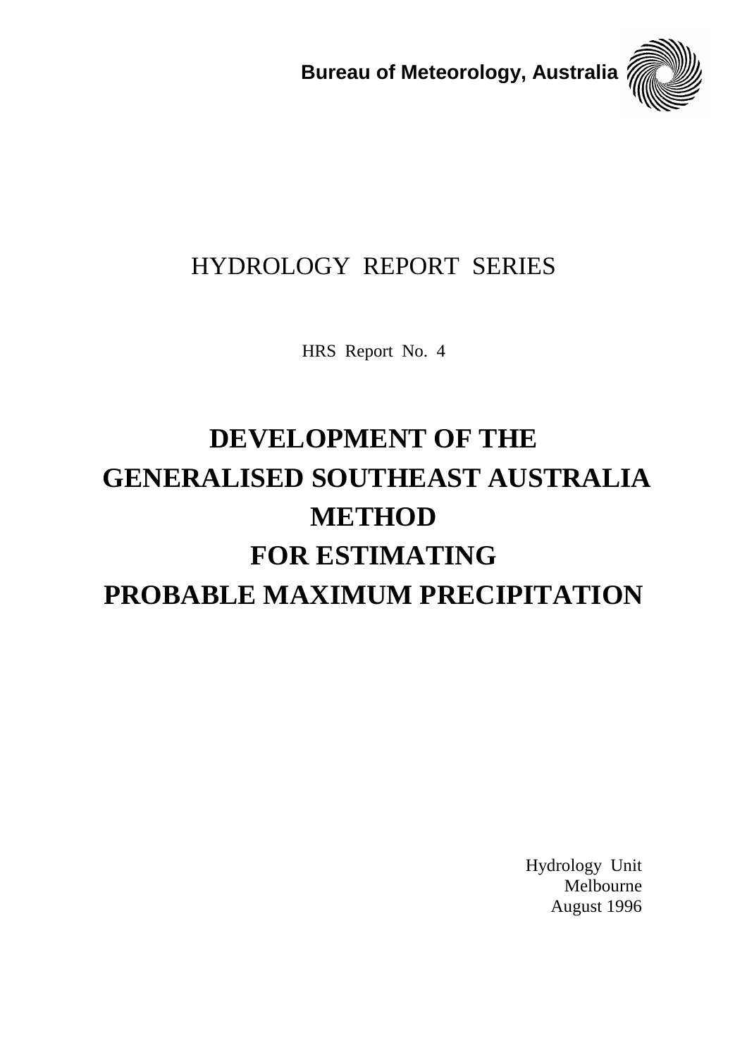**Bureau of Meteorology, Australia**

HYDROLOGY REPORT SERIES

HRS Report No. 4

# DEVELOPMENT OF THE GENERALISED SOUTHEAST AUSTRALIA METHOD FOR ESTIMATING PROBABLE MAXIMUM PRECIPITATION

Hydrology Unit
Melbourne
August 1996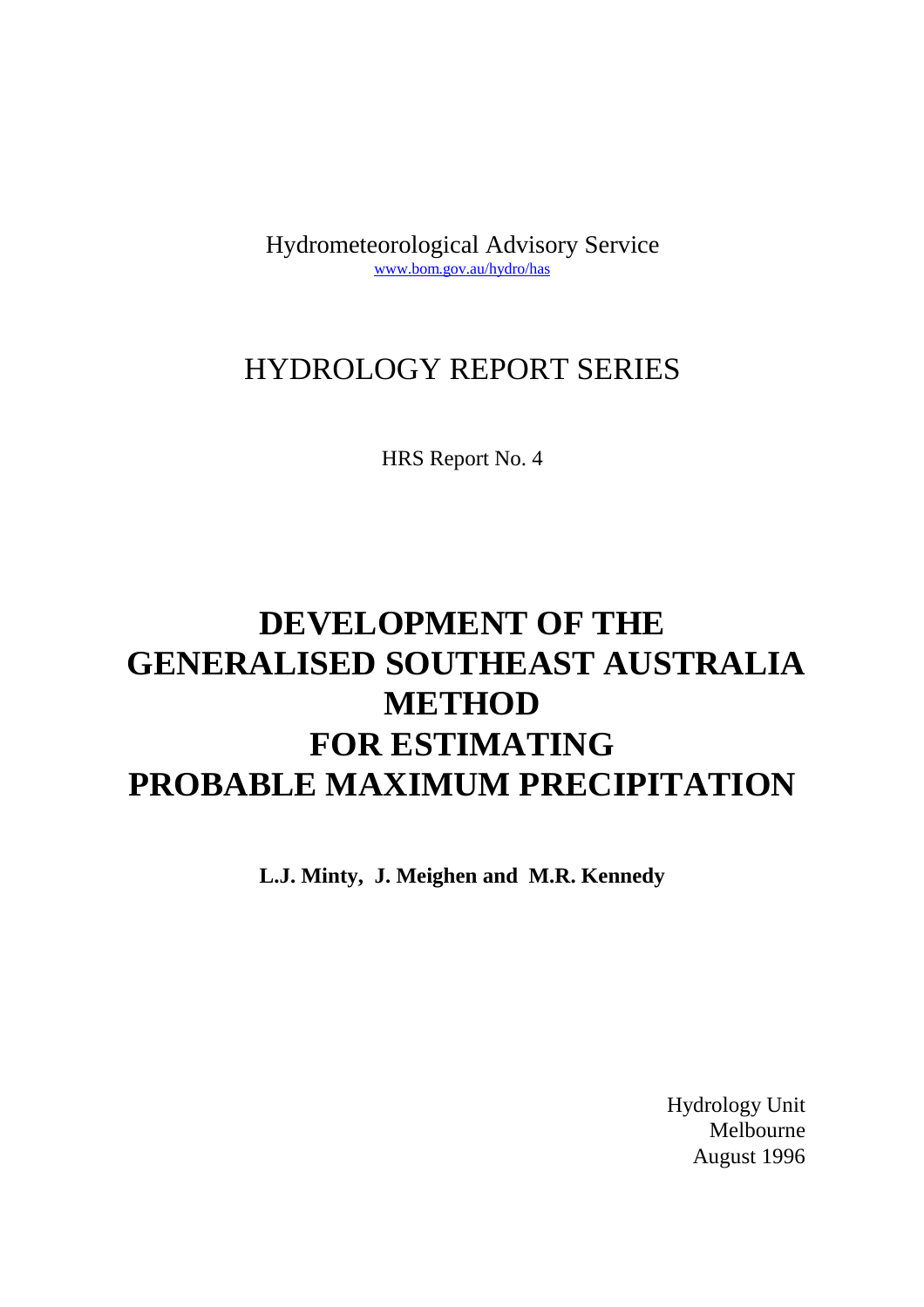Hydrometeorological Advisory Service
www.bom.gov.au/hydro/has

HYDROLOGY REPORT SERIES

HRS Report No. 4

# DEVELOPMENT OF THE GENERALISED SOUTHEAST AUSTRALIA METHOD FOR ESTIMATING PROBABLE MAXIMUM PRECIPITATION

**L.J. Minty, J. Meighen and M.R. Kennedy**

Hydrology Unit
Melbourne
August 1996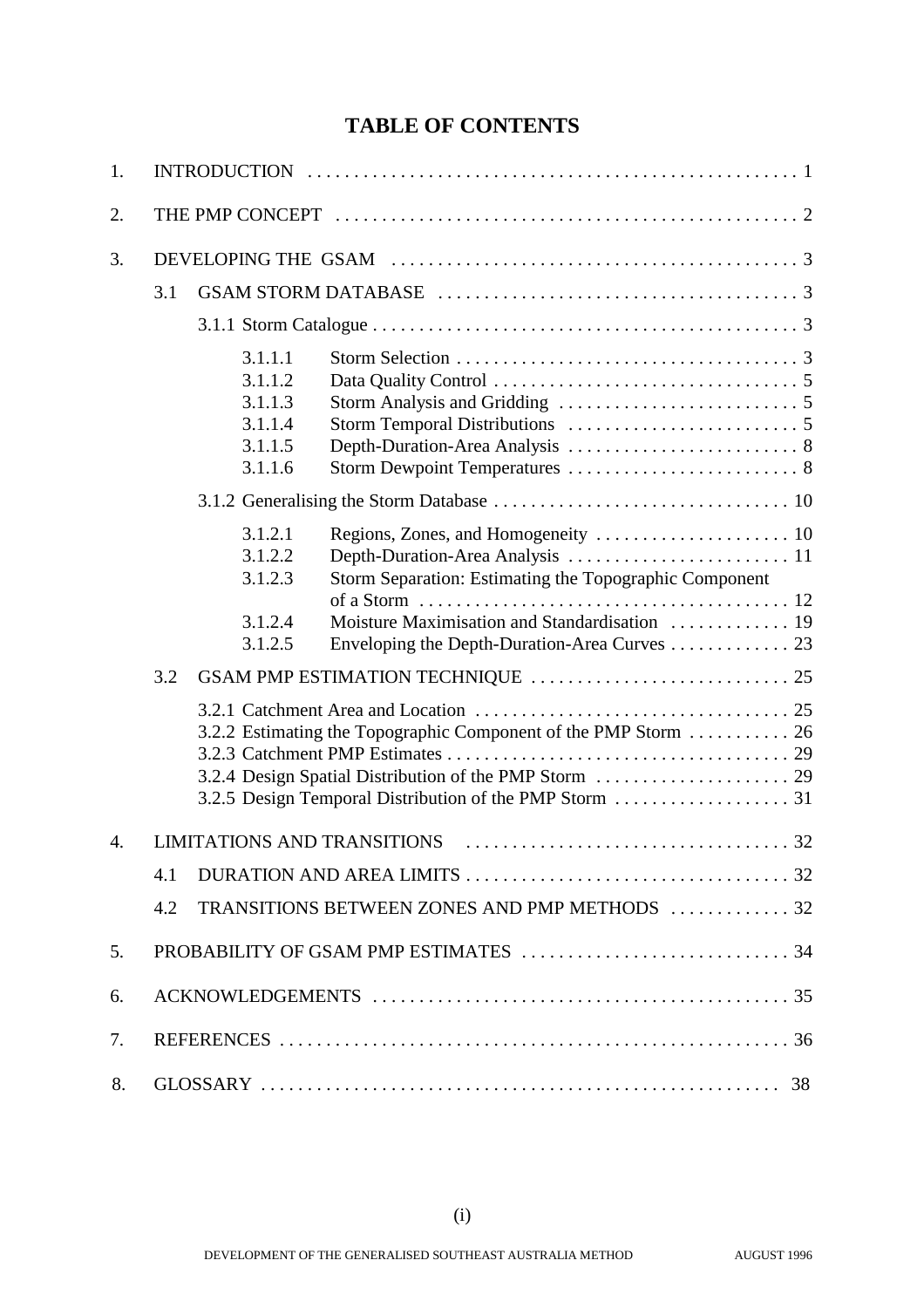# TABLE OF CONTENTS

1. INTRODUCTION . . . . . . . . . . . . . . . . . . . . . . . . . . . . . . . . . . . . . . . . . . . . . . . . . . . . 1

2. THE PMP CONCEPT . . . . . . . . . . . . . . . . . . . . . . . . . . . . . . . . . . . . . . . . . . . . . . . . . 2

3. DEVELOPING THE GSAM . . . . . . . . . . . . . . . . . . . . . . . . . . . . . . . . . . . . . . . . . . . . 3

   3.1 GSAM STORM DATABASE . . . . . . . . . . . . . . . . . . . . . . . . . . . . . . . . . . . . . . . 3

   3.1.1 Storm Catalogue . . . . . . . . . . . . . . . . . . . . . . . . . . . . . . . . . . . . . . . . . . . . . . 3

   - 3.1.1.1 Storm Selection . . . . . . . . . . . . . . . . . . . . . . . . . . . . . . . . . . . . . 3
   - 3.1.1.2 Data Quality Control . . . . . . . . . . . . . . . . . . . . . . . . . . . . . . . . . 5
   - 3.1.1.3 Storm Analysis and Gridding . . . . . . . . . . . . . . . . . . . . . . . . . . 5
   - 3.1.1.4 Storm Temporal Distributions . . . . . . . . . . . . . . . . . . . . . . . . . 5
   - 3.1.1.5 Depth-Duration-Area Analysis . . . . . . . . . . . . . . . . . . . . . . . . . 8
   - 3.1.1.6 Storm Dewpoint Temperatures . . . . . . . . . . . . . . . . . . . . . . . . . 8

   3.1.2 Generalising the Storm Database . . . . . . . . . . . . . . . . . . . . . . . . . . . . . . . . 10

   - 3.1.2.1 Regions, Zones, and Homogeneity . . . . . . . . . . . . . . . . . . . . . 10
   - 3.1.2.2 Depth-Duration-Area Analysis . . . . . . . . . . . . . . . . . . . . . . . . 11
   - 3.1.2.3 Storm Separation: Estimating the Topographic Component of a Storm . . . . . . . . . . . . . . . . . . . . . . . . . . . . . . . . . . . . . . . 12
   - 3.1.2.4 Moisture Maximisation and Standardisation . . . . . . . . . . . . . 19
   - 3.1.2.5 Enveloping the Depth-Duration-Area Curves . . . . . . . . . . . . . 23

   3.2 GSAM PMP ESTIMATION TECHNIQUE . . . . . . . . . . . . . . . . . . . . . . . . . . . . 25

   - 3.2.1 Catchment Area and Location . . . . . . . . . . . . . . . . . . . . . . . . . . . . . . . . . 25
   - 3.2.2 Estimating the Topographic Component of the PMP Storm . . . . . . . . . . . 26
   - 3.2.3 Catchment PMP Estimates . . . . . . . . . . . . . . . . . . . . . . . . . . . . . . . . . . . . 29
   - 3.2.4 Design Spatial Distribution of the PMP Storm . . . . . . . . . . . . . . . . . . . . . 29
   - 3.2.5 Design Temporal Distribution of the PMP Storm . . . . . . . . . . . . . . . . . . . 31

4. LIMITATIONS AND TRANSITIONS . . . . . . . . . . . . . . . . . . . . . . . . . . . . . . . . . . . 32

   4.1 DURATION AND AREA LIMITS . . . . . . . . . . . . . . . . . . . . . . . . . . . . . . . . . . . 32

   4.2 TRANSITIONS BETWEEN ZONES AND PMP METHODS . . . . . . . . . . . . . 32

5. PROBABILITY OF GSAM PMP ESTIMATES . . . . . . . . . . . . . . . . . . . . . . . . . . . . 34

6. ACKNOWLEDGEMENTS . . . . . . . . . . . . . . . . . . . . . . . . . . . . . . . . . . . . . . . . . . . . 35

7. REFERENCES . . . . . . . . . . . . . . . . . . . . . . . . . . . . . . . . . . . . . . . . . . . . . . . . . . . . 36

8. GLOSSARY . . . . . . . . . . . . . . . . . . . . . . . . . . . . . . . . . . . . . . . . . . . . . . . . . . . . . . 38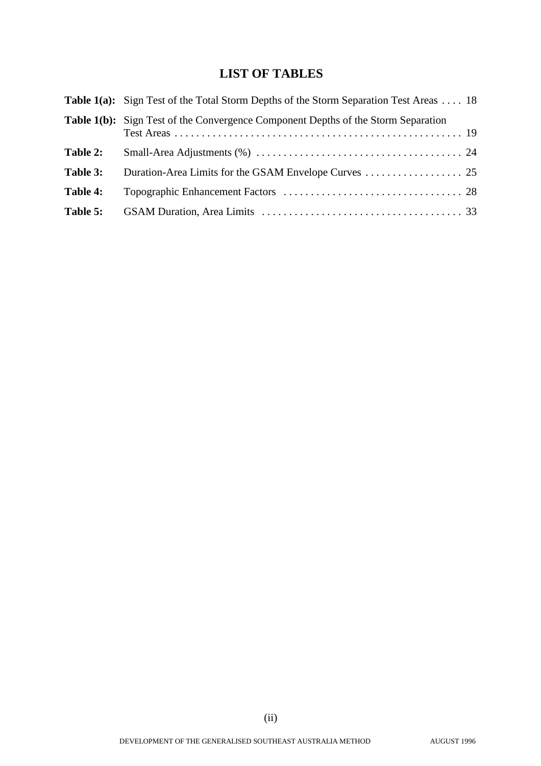# LIST OF TABLES

**Table 1(a):** Sign Test of the Total Storm Depths of the Storm Separation Test Areas . . . . 18

**Table 1(b):** Sign Test of the Convergence Component Depths of the Storm Separation Test Areas . . . . . . . . . . . . . . . . . . . . . . . . . . . . . . . . . . . . . . . . . . . . . . . . . . . . 19

**Table 2:** Small-Area Adjustments (%) . . . . . . . . . . . . . . . . . . . . . . . . . . . . . . . . . . . . . . 24

**Table 3:** Duration-Area Limits for the GSAM Envelope Curves . . . . . . . . . . . . . . . . . . 25

**Table 4:** Topographic Enhancement Factors . . . . . . . . . . . . . . . . . . . . . . . . . . . . . . . . . 28

**Table 5:** GSAM Duration, Area Limits . . . . . . . . . . . . . . . . . . . . . . . . . . . . . . . . . . . . . 33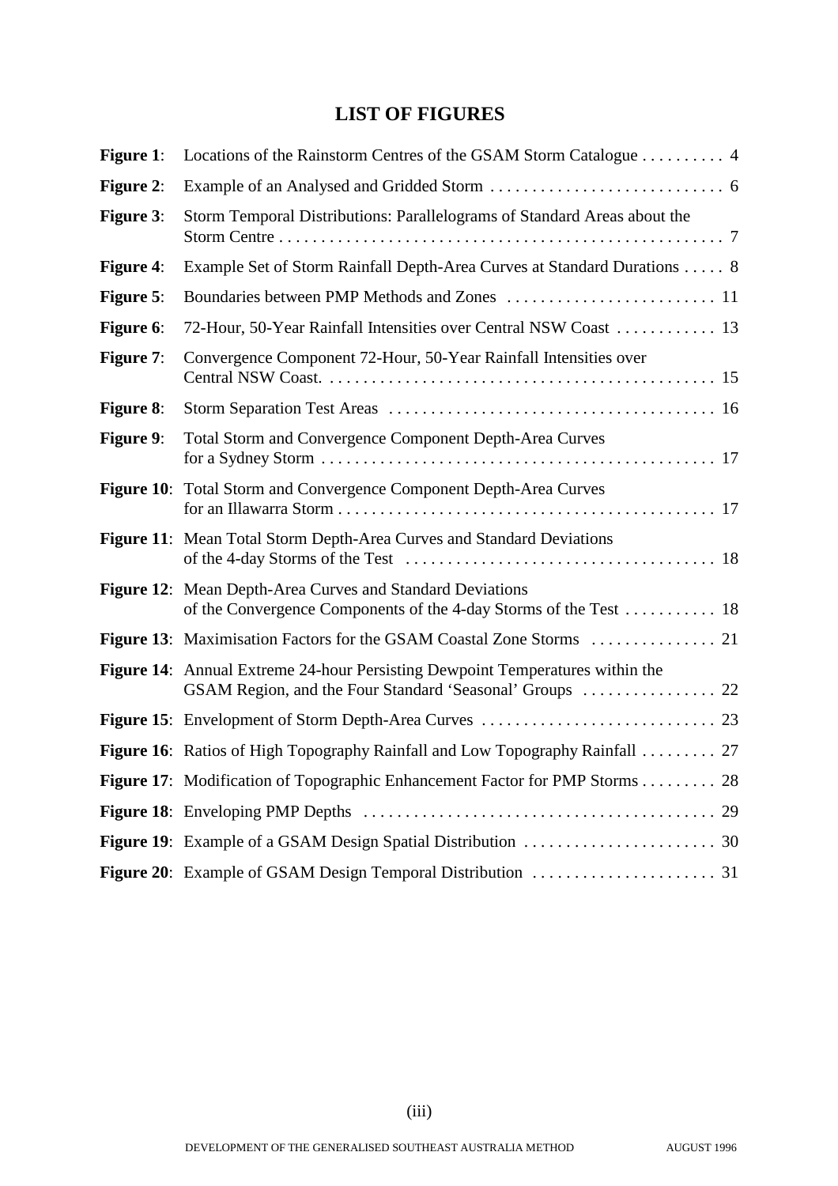## LIST OF FIGURES

| | | |
|---|---|---|
| **Figure 1**: | Locations of the Rainstorm Centres of the GSAM Storm Catalogue | 4 |
| **Figure 2**: | Example of an Analysed and Gridded Storm | 6 |
| **Figure 3**: | Storm Temporal Distributions: Parallelograms of Standard Areas about the Storm Centre | 7 |
| **Figure 4**: | Example Set of Storm Rainfall Depth-Area Curves at Standard Durations | 8 |
| **Figure 5**: | Boundaries between PMP Methods and Zones | 11 |
| **Figure 6**: | 72-Hour, 50-Year Rainfall Intensities over Central NSW Coast | 13 |
| **Figure 7**: | Convergence Component 72-Hour, 50-Year Rainfall Intensities over Central NSW Coast. | 15 |
| **Figure 8**: | Storm Separation Test Areas | 16 |
| **Figure 9**: | Total Storm and Convergence Component Depth-Area Curves for a Sydney Storm | 17 |
| **Figure 10**: | Total Storm and Convergence Component Depth-Area Curves for an Illawarra Storm | 17 |
| **Figure 11**: | Mean Total Storm Depth-Area Curves and Standard Deviations of the 4-day Storms of the Test | 18 |
| **Figure 12**: | Mean Depth-Area Curves and Standard Deviations of the Convergence Components of the 4-day Storms of the Test | 18 |
| **Figure 13**: | Maximisation Factors for the GSAM Coastal Zone Storms | 21 |
| **Figure 14**: | Annual Extreme 24-hour Persisting Dewpoint Temperatures within the GSAM Region, and the Four Standard 'Seasonal' Groups | 22 |
| **Figure 15**: | Envelopment of Storm Depth-Area Curves | 23 |
| **Figure 16**: | Ratios of High Topography Rainfall and Low Topography Rainfall | 27 |
| **Figure 17**: | Modification of Topographic Enhancement Factor for PMP Storms | 28 |
| **Figure 18**: | Enveloping PMP Depths | 29 |
| **Figure 19**: | Example of a GSAM Design Spatial Distribution | 30 |
| **Figure 20**: | Example of GSAM Design Temporal Distribution | 31 |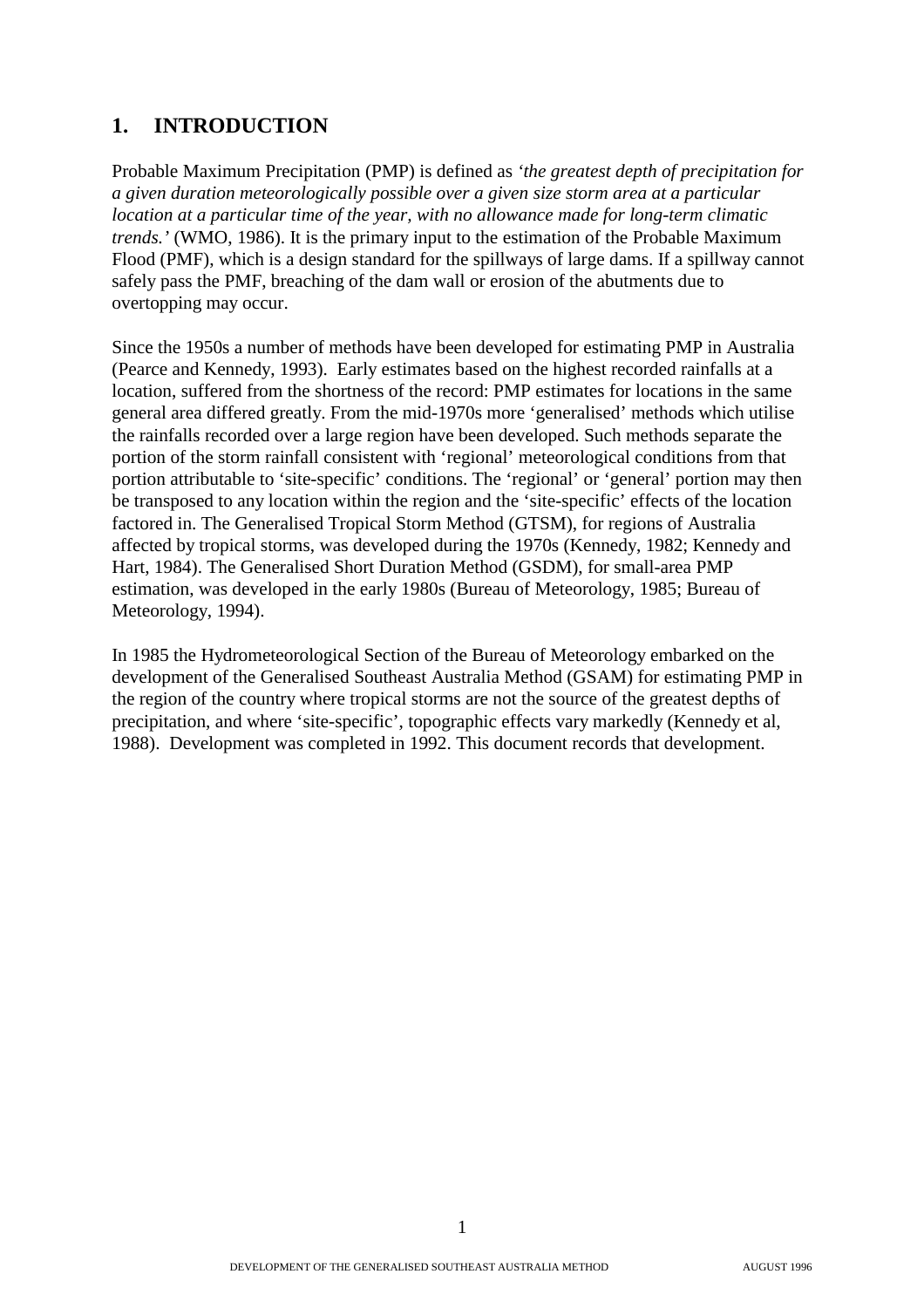# 1. INTRODUCTION

Probable Maximum Precipitation (PMP) is defined as *'the greatest depth of precipitation for a given duration meteorologically possible over a given size storm area at a particular location at a particular time of the year, with no allowance made for long-term climatic trends.'* (WMO, 1986). It is the primary input to the estimation of the Probable Maximum Flood (PMF), which is a design standard for the spillways of large dams. If a spillway cannot safely pass the PMF, breaching of the dam wall or erosion of the abutments due to overtopping may occur.

Since the 1950s a number of methods have been developed for estimating PMP in Australia (Pearce and Kennedy, 1993). Early estimates based on the highest recorded rainfalls at a location, suffered from the shortness of the record: PMP estimates for locations in the same general area differed greatly. From the mid-1970s more 'generalised' methods which utilise the rainfalls recorded over a large region have been developed. Such methods separate the portion of the storm rainfall consistent with 'regional' meteorological conditions from that portion attributable to 'site-specific' conditions. The 'regional' or 'general' portion may then be transposed to any location within the region and the 'site-specific' effects of the location factored in. The Generalised Tropical Storm Method (GTSM), for regions of Australia affected by tropical storms, was developed during the 1970s (Kennedy, 1982; Kennedy and Hart, 1984). The Generalised Short Duration Method (GSDM), for small-area PMP estimation, was developed in the early 1980s (Bureau of Meteorology, 1985; Bureau of Meteorology, 1994).

In 1985 the Hydrometeorological Section of the Bureau of Meteorology embarked on the development of the Generalised Southeast Australia Method (GSAM) for estimating PMP in the region of the country where tropical storms are not the source of the greatest depths of precipitation, and where 'site-specific', topographic effects vary markedly (Kennedy et al, 1988). Development was completed in 1992. This document records that development.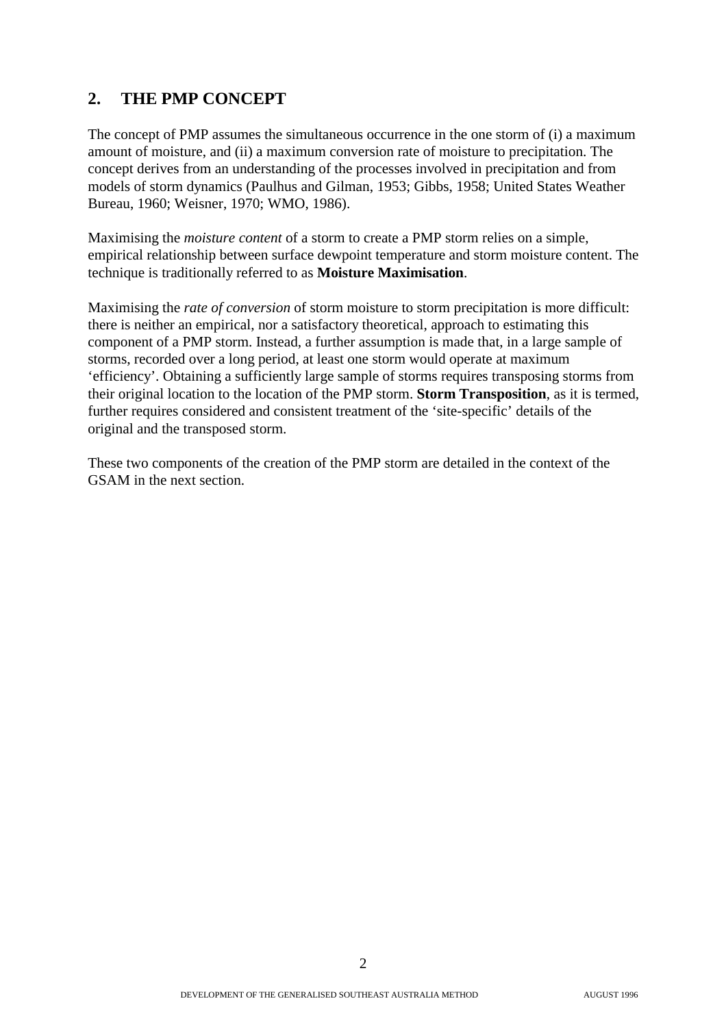## 2. THE PMP CONCEPT

The concept of PMP assumes the simultaneous occurrence in the one storm of (i) a maximum amount of moisture, and (ii) a maximum conversion rate of moisture to precipitation. The concept derives from an understanding of the processes involved in precipitation and from models of storm dynamics (Paulhus and Gilman, 1953; Gibbs, 1958; United States Weather Bureau, 1960; Weisner, 1970; WMO, 1986).

Maximising the *moisture content* of a storm to create a PMP storm relies on a simple, empirical relationship between surface dewpoint temperature and storm moisture content. The technique is traditionally referred to as **Moisture Maximisation**.

Maximising the *rate of conversion* of storm moisture to storm precipitation is more difficult: there is neither an empirical, nor a satisfactory theoretical, approach to estimating this component of a PMP storm. Instead, a further assumption is made that, in a large sample of storms, recorded over a long period, at least one storm would operate at maximum 'efficiency'. Obtaining a sufficiently large sample of storms requires transposing storms from their original location to the location of the PMP storm. **Storm Transposition**, as it is termed, further requires considered and consistent treatment of the 'site-specific' details of the original and the transposed storm.

These two components of the creation of the PMP storm are detailed in the context of the GSAM in the next section.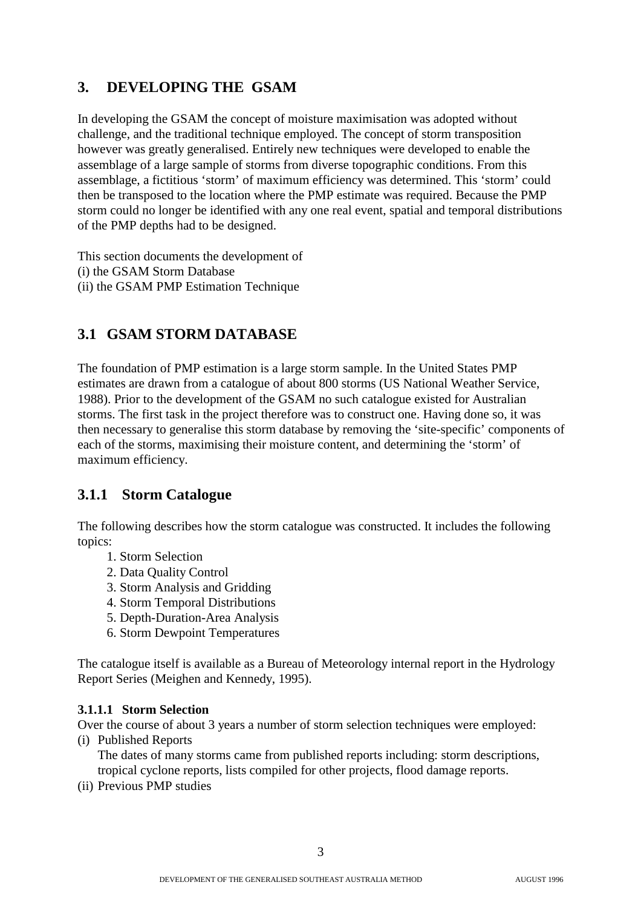# 3. DEVELOPING THE GSAM

In developing the GSAM the concept of moisture maximisation was adopted without challenge, and the traditional technique employed. The concept of storm transposition however was greatly generalised. Entirely new techniques were developed to enable the assemblage of a large sample of storms from diverse topographic conditions. From this assemblage, a fictitious 'storm' of maximum efficiency was determined. This 'storm' could then be transposed to the location where the PMP estimate was required. Because the PMP storm could no longer be identified with any one real event, spatial and temporal distributions of the PMP depths had to be designed.

This section documents the development of
(i) the GSAM Storm Database
(ii) the GSAM PMP Estimation Technique

## 3.1 GSAM STORM DATABASE

The foundation of PMP estimation is a large storm sample. In the United States PMP estimates are drawn from a catalogue of about 800 storms (US National Weather Service, 1988). Prior to the development of the GSAM no such catalogue existed for Australian storms. The first task in the project therefore was to construct one. Having done so, it was then necessary to generalise this storm database by removing the 'site-specific' components of each of the storms, maximising their moisture content, and determining the 'storm' of maximum efficiency.

### 3.1.1 Storm Catalogue

The following describes how the storm catalogue was constructed. It includes the following topics:

1. Storm Selection
2. Data Quality Control
3. Storm Analysis and Gridding
4. Storm Temporal Distributions
5. Depth-Duration-Area Analysis
6. Storm Dewpoint Temperatures

The catalogue itself is available as a Bureau of Meteorology internal report in the Hydrology Report Series (Meighen and Kennedy, 1995).

#### 3.1.1.1 Storm Selection

Over the course of about 3 years a number of storm selection techniques were employed:

(i) Published Reports
    The dates of many storms came from published reports including: storm descriptions, tropical cyclone reports, lists compiled for other projects, flood damage reports.

(ii) Previous PMP studies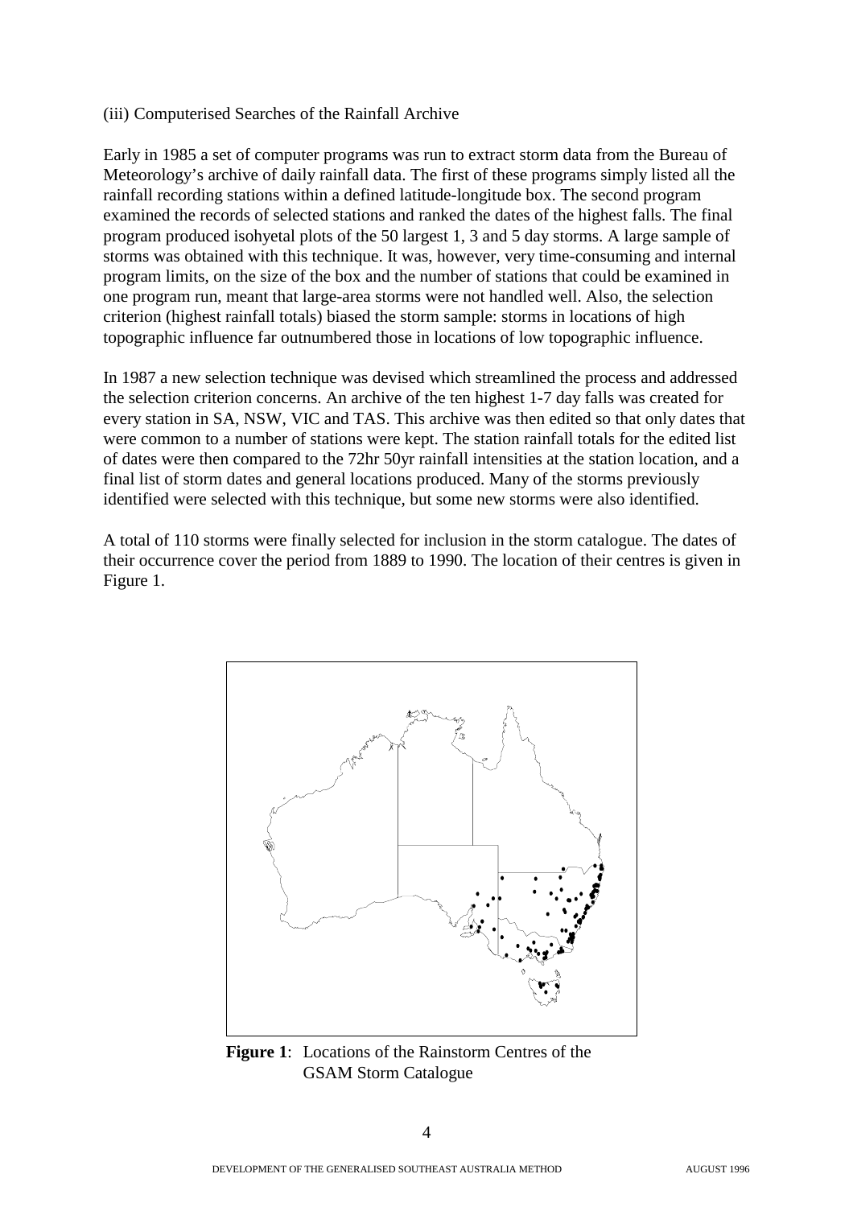(iii) Computerised Searches of the Rainfall Archive

Early in 1985 a set of computer programs was run to extract storm data from the Bureau of Meteorology's archive of daily rainfall data. The first of these programs simply listed all the rainfall recording stations within a defined latitude-longitude box. The second program examined the records of selected stations and ranked the dates of the highest falls. The final program produced isohyetal plots of the 50 largest 1, 3 and 5 day storms. A large sample of storms was obtained with this technique. It was, however, very time-consuming and internal program limits, on the size of the box and the number of stations that could be examined in one program run, meant that large-area storms were not handled well. Also, the selection criterion (highest rainfall totals) biased the storm sample: storms in locations of high topographic influence far outnumbered those in locations of low topographic influence.

In 1987 a new selection technique was devised which streamlined the process and addressed the selection criterion concerns. An archive of the ten highest 1-7 day falls was created for every station in SA, NSW, VIC and TAS. This archive was then edited so that only dates that were common to a number of stations were kept. The station rainfall totals for the edited list of dates were then compared to the 72hr 50yr rainfall intensities at the station location, and a final list of storm dates and general locations produced. Many of the storms previously identified were selected with this technique, but some new storms were also identified.

A total of 110 storms were finally selected for inclusion in the storm catalogue. The dates of their occurrence cover the period from 1889 to 1990. The location of their centres is given in Figure 1.

**Figure 1**: Locations of the Rainstorm Centres of the GSAM Storm Catalogue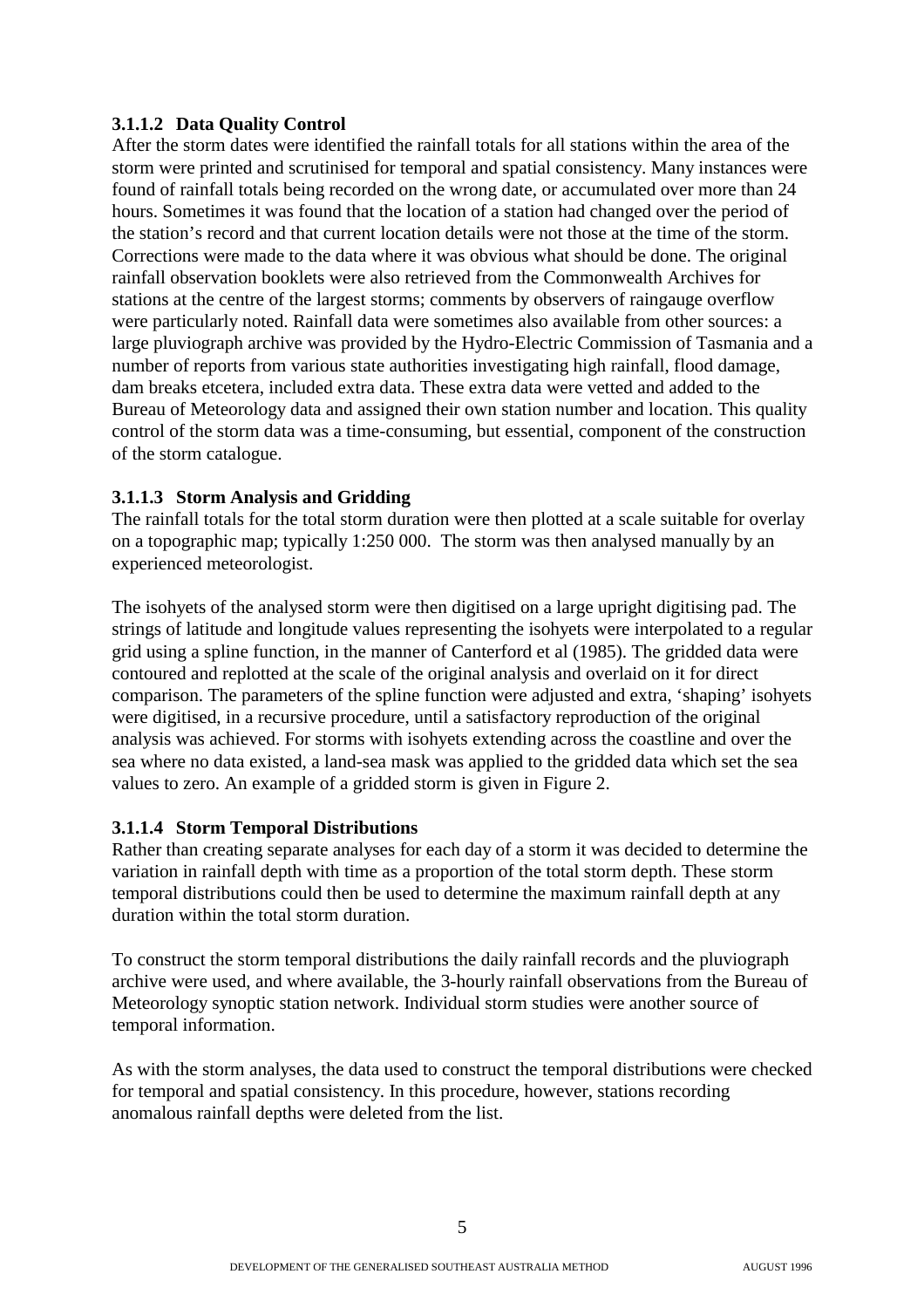#### 3.1.1.2 Data Quality Control

After the storm dates were identified the rainfall totals for all stations within the area of the storm were printed and scrutinised for temporal and spatial consistency. Many instances were found of rainfall totals being recorded on the wrong date, or accumulated over more than 24 hours. Sometimes it was found that the location of a station had changed over the period of the station's record and that current location details were not those at the time of the storm. Corrections were made to the data where it was obvious what should be done. The original rainfall observation booklets were also retrieved from the Commonwealth Archives for stations at the centre of the largest storms; comments by observers of raingauge overflow were particularly noted. Rainfall data were sometimes also available from other sources: a large pluviograph archive was provided by the Hydro-Electric Commission of Tasmania and a number of reports from various state authorities investigating high rainfall, flood damage, dam breaks etcetera, included extra data. These extra data were vetted and added to the Bureau of Meteorology data and assigned their own station number and location. This quality control of the storm data was a time-consuming, but essential, component of the construction of the storm catalogue.

#### 3.1.1.3 Storm Analysis and Gridding

The rainfall totals for the total storm duration were then plotted at a scale suitable for overlay on a topographic map; typically 1:250 000. The storm was then analysed manually by an experienced meteorologist.

The isohyets of the analysed storm were then digitised on a large upright digitising pad. The strings of latitude and longitude values representing the isohyets were interpolated to a regular grid using a spline function, in the manner of Canterford et al (1985). The gridded data were contoured and replotted at the scale of the original analysis and overlaid on it for direct comparison. The parameters of the spline function were adjusted and extra, 'shaping' isohyets were digitised, in a recursive procedure, until a satisfactory reproduction of the original analysis was achieved. For storms with isohyets extending across the coastline and over the sea where no data existed, a land-sea mask was applied to the gridded data which set the sea values to zero. An example of a gridded storm is given in Figure 2.

#### 3.1.1.4 Storm Temporal Distributions

Rather than creating separate analyses for each day of a storm it was decided to determine the variation in rainfall depth with time as a proportion of the total storm depth. These storm temporal distributions could then be used to determine the maximum rainfall depth at any duration within the total storm duration.

To construct the storm temporal distributions the daily rainfall records and the pluviograph archive were used, and where available, the 3-hourly rainfall observations from the Bureau of Meteorology synoptic station network. Individual storm studies were another source of temporal information.

As with the storm analyses, the data used to construct the temporal distributions were checked for temporal and spatial consistency. In this procedure, however, stations recording anomalous rainfall depths were deleted from the list.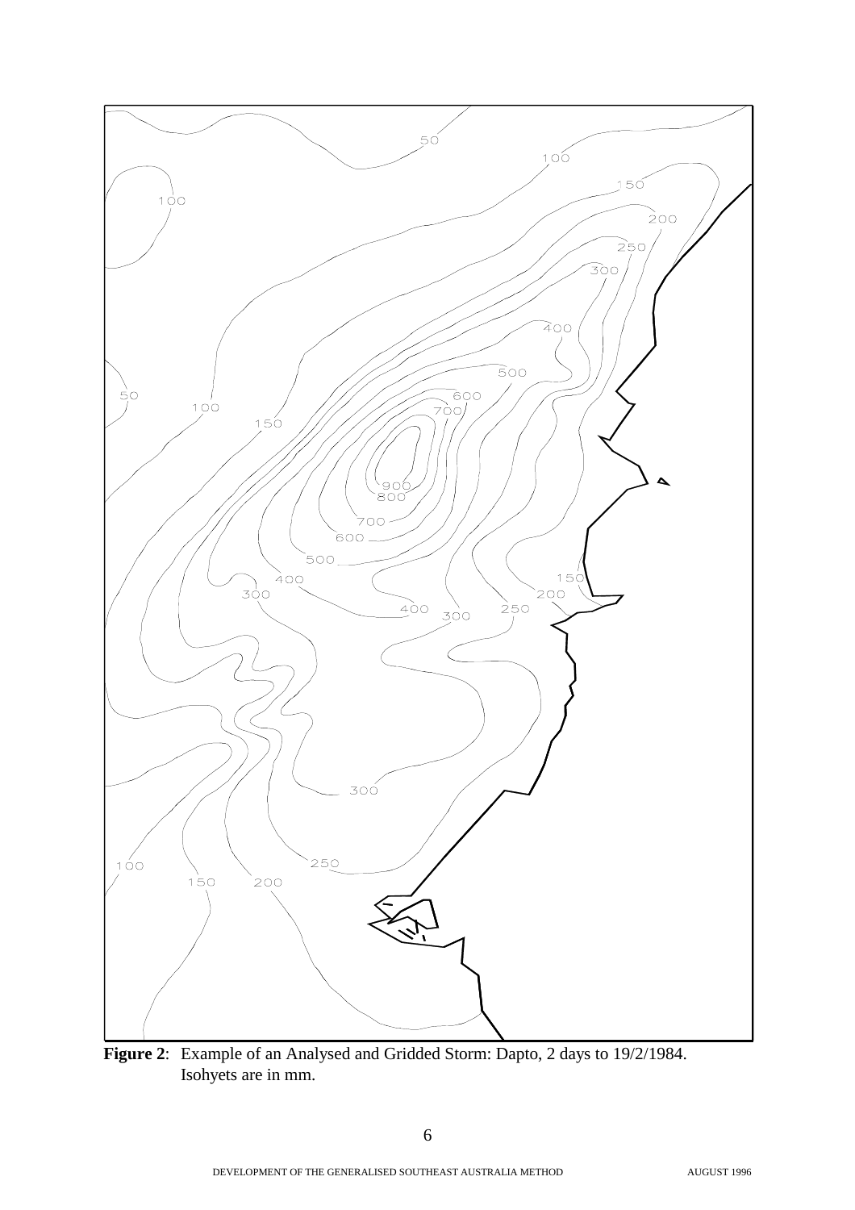**Figure 2**: Example of an Analysed and Gridded Storm: Dapto, 2 days to 19/2/1984. Isohyets are in mm.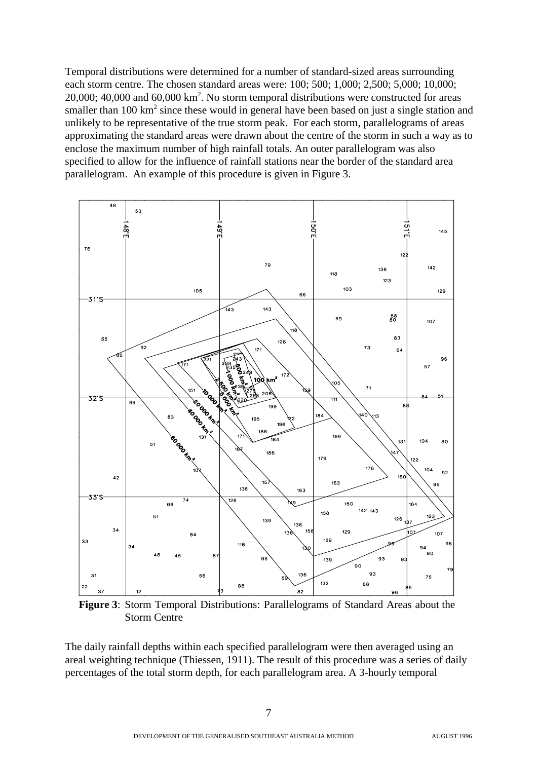Temporal distributions were determined for a number of standard-sized areas surrounding each storm centre. The chosen standard areas were: 100; 500; 1,000; 2,500; 5,000; 10,000; 20,000; 40,000 and 60,000 km$^2$. No storm temporal distributions were constructed for areas smaller than 100 km$^2$ since these would in general have been based on just a single station and unlikely to be representative of the true storm peak. For each storm, parallelograms of areas approximating the standard areas were drawn about the centre of the storm in such a way as to enclose the maximum number of high rainfall totals. An outer parallelogram was also specified to allow for the influence of rainfall stations near the border of the standard area parallelogram. An example of this procedure is given in Figure 3.

**Figure 3**: Storm Temporal Distributions: Parallelograms of Standard Areas about the Storm Centre

The daily rainfall depths within each specified parallelogram were then averaged using an areal weighting technique (Thiessen, 1911). The result of this procedure was a series of daily percentages of the total storm depth, for each parallelogram area. A 3-hourly temporal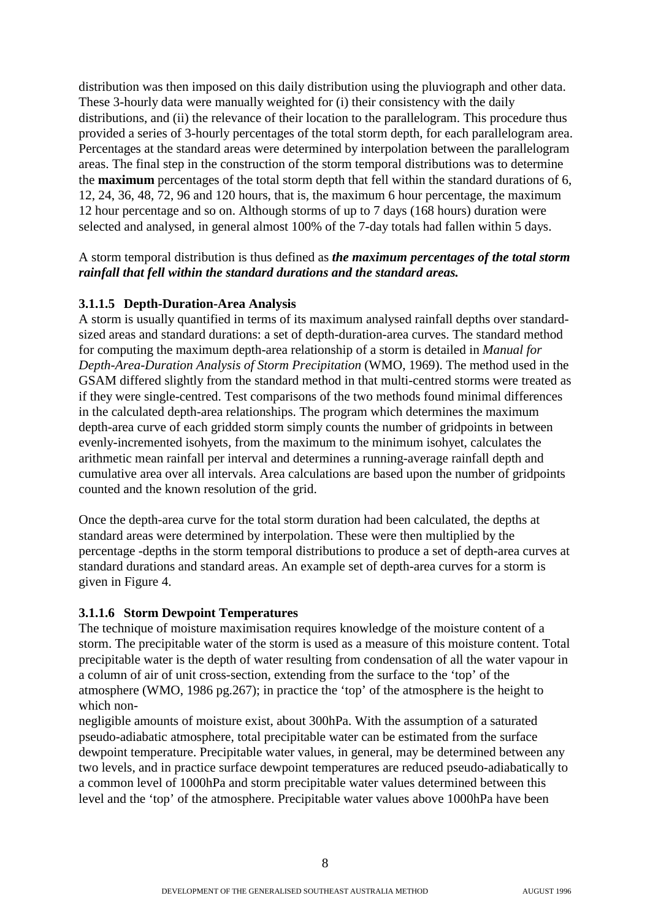distribution was then imposed on this daily distribution using the pluviograph and other data. These 3-hourly data were manually weighted for (i) their consistency with the daily distributions, and (ii) the relevance of their location to the parallelogram. This procedure thus provided a series of 3-hourly percentages of the total storm depth, for each parallelogram area. Percentages at the standard areas were determined by interpolation between the parallelogram areas. The final step in the construction of the storm temporal distributions was to determine the **maximum** percentages of the total storm depth that fell within the standard durations of 6, 12, 24, 36, 48, 72, 96 and 120 hours, that is, the maximum 6 hour percentage, the maximum 12 hour percentage and so on. Although storms of up to 7 days (168 hours) duration were selected and analysed, in general almost 100% of the 7-day totals had fallen within 5 days.

A storm temporal distribution is thus defined as ***the maximum percentages of the total storm rainfall that fell within the standard durations and the standard areas.***

#### 3.1.1.5 Depth-Duration-Area Analysis

A storm is usually quantified in terms of its maximum analysed rainfall depths over standard-sized areas and standard durations: a set of depth-duration-area curves. The standard method for computing the maximum depth-area relationship of a storm is detailed in *Manual for Depth-Area-Duration Analysis of Storm Precipitation* (WMO, 1969). The method used in the GSAM differed slightly from the standard method in that multi-centred storms were treated as if they were single-centred. Test comparisons of the two methods found minimal differences in the calculated depth-area relationships. The program which determines the maximum depth-area curve of each gridded storm simply counts the number of gridpoints in between evenly-incremented isohyets, from the maximum to the minimum isohyet, calculates the arithmetic mean rainfall per interval and determines a running-average rainfall depth and cumulative area over all intervals. Area calculations are based upon the number of gridpoints counted and the known resolution of the grid.

Once the depth-area curve for the total storm duration had been calculated, the depths at standard areas were determined by interpolation. These were then multiplied by the percentage -depths in the storm temporal distributions to produce a set of depth-area curves at standard durations and standard areas. An example set of depth-area curves for a storm is given in Figure 4.

#### 3.1.1.6 Storm Dewpoint Temperatures

The technique of moisture maximisation requires knowledge of the moisture content of a storm. The precipitable water of the storm is used as a measure of this moisture content. Total precipitable water is the depth of water resulting from condensation of all the water vapour in a column of air of unit cross-section, extending from the surface to the 'top' of the atmosphere (WMO, 1986 pg.267); in practice the 'top' of the atmosphere is the height to which non-negligible amounts of moisture exist, about 300hPa. With the assumption of a saturated pseudo-adiabatic atmosphere, total precipitable water can be estimated from the surface dewpoint temperature. Precipitable water values, in general, may be determined between any two levels, and in practice surface dewpoint temperatures are reduced pseudo-adiabatically to a common level of 1000hPa and storm precipitable water values determined between this level and the 'top' of the atmosphere. Precipitable water values above 1000hPa have been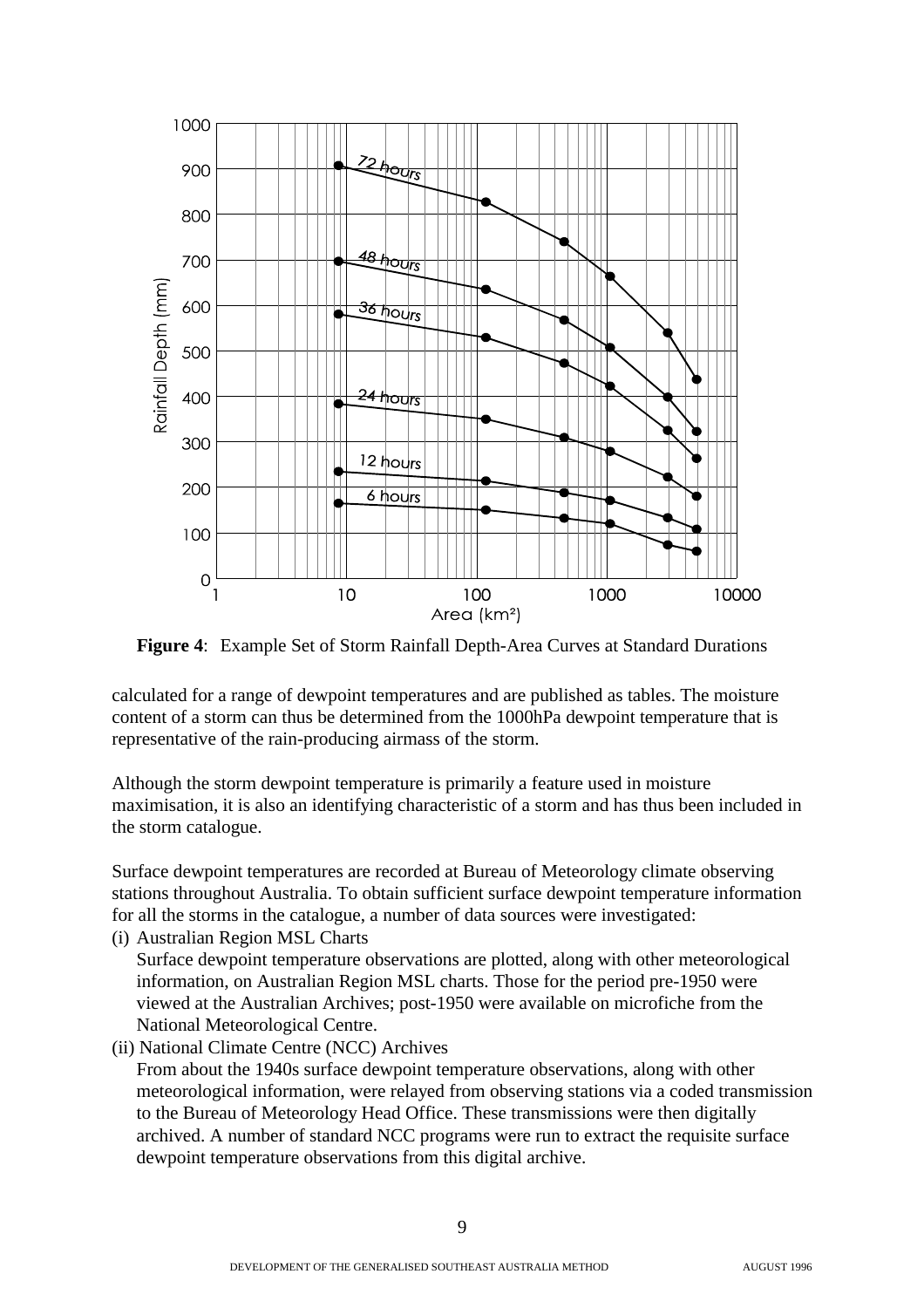**Figure 4**: Example Set of Storm Rainfall Depth-Area Curves at Standard Durations

calculated for a range of dewpoint temperatures and are published as tables. The moisture content of a storm can thus be determined from the 1000hPa dewpoint temperature that is representative of the rain-producing airmass of the storm.

Although the storm dewpoint temperature is primarily a feature used in moisture maximisation, it is also an identifying characteristic of a storm and has thus been included in the storm catalogue.

Surface dewpoint temperatures are recorded at Bureau of Meteorology climate observing stations throughout Australia. To obtain sufficient surface dewpoint temperature information for all the storms in the catalogue, a number of data sources were investigated:

(i) Australian Region MSL Charts
   Surface dewpoint temperature observations are plotted, along with other meteorological information, on Australian Region MSL charts. Those for the period pre-1950 were viewed at the Australian Archives; post-1950 were available on microfiche from the National Meteorological Centre.

(ii) National Climate Centre (NCC) Archives
   From about the 1940s surface dewpoint temperature observations, along with other meteorological information, were relayed from observing stations via a coded transmission to the Bureau of Meteorology Head Office. These transmissions were then digitally archived. A number of standard NCC programs were run to extract the requisite surface dewpoint temperature observations from this digital archive.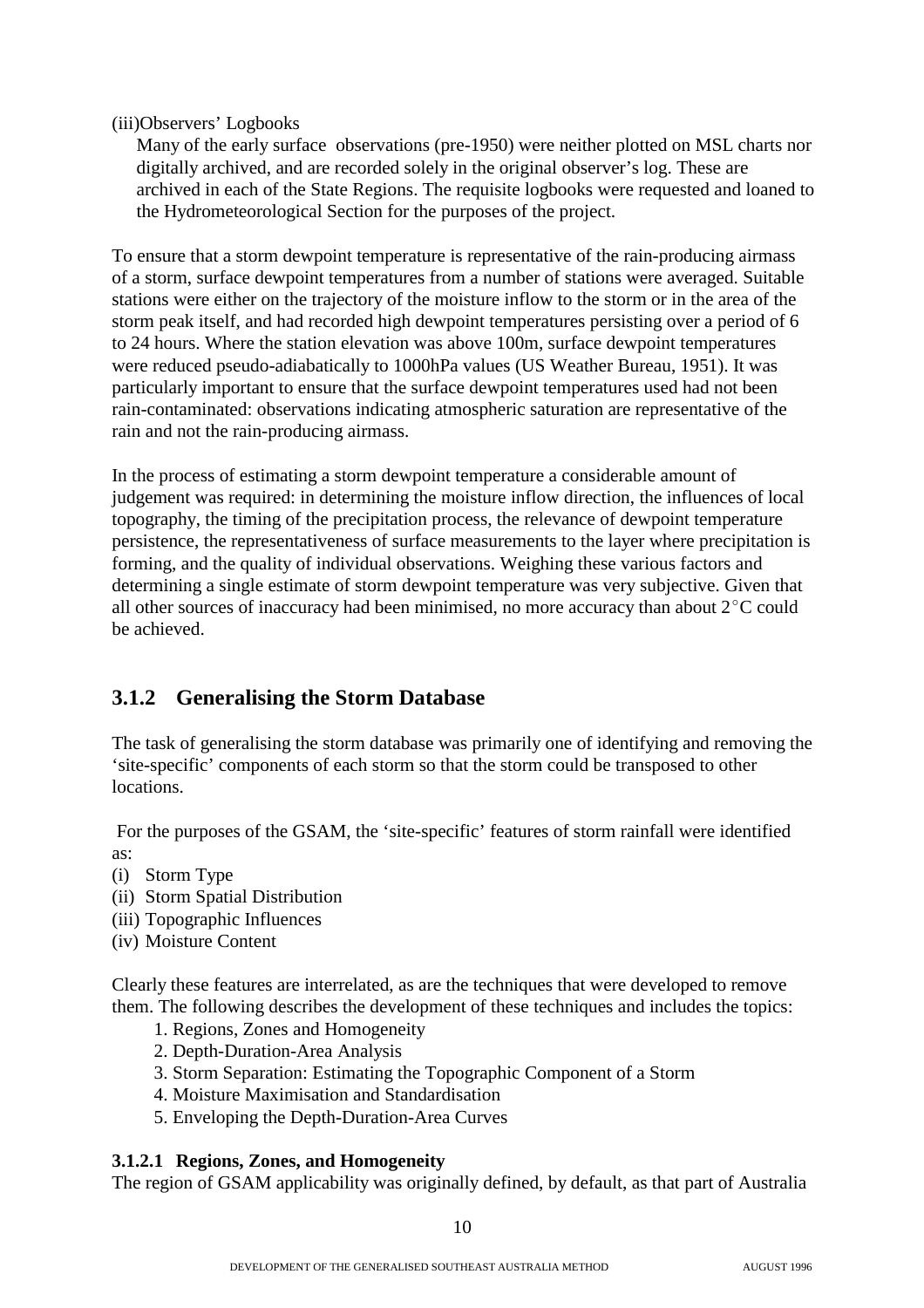(iii)Observers' Logbooks

Many of the early surface observations (pre-1950) were neither plotted on MSL charts nor digitally archived, and are recorded solely in the original observer's log. These are archived in each of the State Regions. The requisite logbooks were requested and loaned to the Hydrometeorological Section for the purposes of the project.

To ensure that a storm dewpoint temperature is representative of the rain-producing airmass of a storm, surface dewpoint temperatures from a number of stations were averaged. Suitable stations were either on the trajectory of the moisture inflow to the storm or in the area of the storm peak itself, and had recorded high dewpoint temperatures persisting over a period of 6 to 24 hours. Where the station elevation was above 100m, surface dewpoint temperatures were reduced pseudo-adiabatically to 1000hPa values (US Weather Bureau, 1951). It was particularly important to ensure that the surface dewpoint temperatures used had not been rain-contaminated: observations indicating atmospheric saturation are representative of the rain and not the rain-producing airmass.

In the process of estimating a storm dewpoint temperature a considerable amount of judgement was required: in determining the moisture inflow direction, the influences of local topography, the timing of the precipitation process, the relevance of dewpoint temperature persistence, the representativeness of surface measurements to the layer where precipitation is forming, and the quality of individual observations. Weighing these various factors and determining a single estimate of storm dewpoint temperature was very subjective. Given that all other sources of inaccuracy had been minimised, no more accuracy than about 2°C could be achieved.

### 3.1.2 Generalising the Storm Database

The task of generalising the storm database was primarily one of identifying and removing the 'site-specific' components of each storm so that the storm could be transposed to other locations.

For the purposes of the GSAM, the 'site-specific' features of storm rainfall were identified as:

(i) Storm Type
(ii) Storm Spatial Distribution
(iii) Topographic Influences
(iv) Moisture Content

Clearly these features are interrelated, as are the techniques that were developed to remove them. The following describes the development of these techniques and includes the topics:

1. Regions, Zones and Homogeneity
2. Depth-Duration-Area Analysis
3. Storm Separation: Estimating the Topographic Component of a Storm
4. Moisture Maximisation and Standardisation
5. Enveloping the Depth-Duration-Area Curves

#### 3.1.2.1 Regions, Zones, and Homogeneity

The region of GSAM applicability was originally defined, by default, as that part of Australia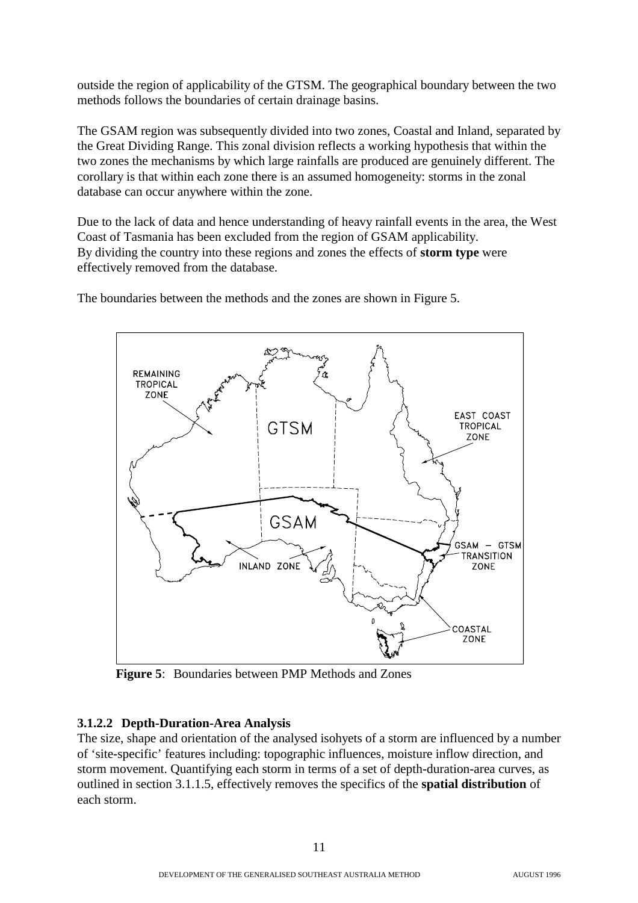outside the region of applicability of the GTSM. The geographical boundary between the two methods follows the boundaries of certain drainage basins.

The GSAM region was subsequently divided into two zones, Coastal and Inland, separated by the Great Dividing Range. This zonal division reflects a working hypothesis that within the two zones the mechanisms by which large rainfalls are produced are genuinely different. The corollary is that within each zone there is an assumed homogeneity: storms in the zonal database can occur anywhere within the zone.

Due to the lack of data and hence understanding of heavy rainfall events in the area, the West Coast of Tasmania has been excluded from the region of GSAM applicability.
By dividing the country into these regions and zones the effects of **storm type** were effectively removed from the database.

The boundaries between the methods and the zones are shown in Figure 5.

**Figure 5**: Boundaries between PMP Methods and Zones

### 3.1.2.2 Depth-Duration-Area Analysis

The size, shape and orientation of the analysed isohyets of a storm are influenced by a number of 'site-specific' features including: topographic influences, moisture inflow direction, and storm movement. Quantifying each storm in terms of a set of depth-duration-area curves, as outlined in section 3.1.1.5, effectively removes the specifics of the **spatial distribution** of each storm.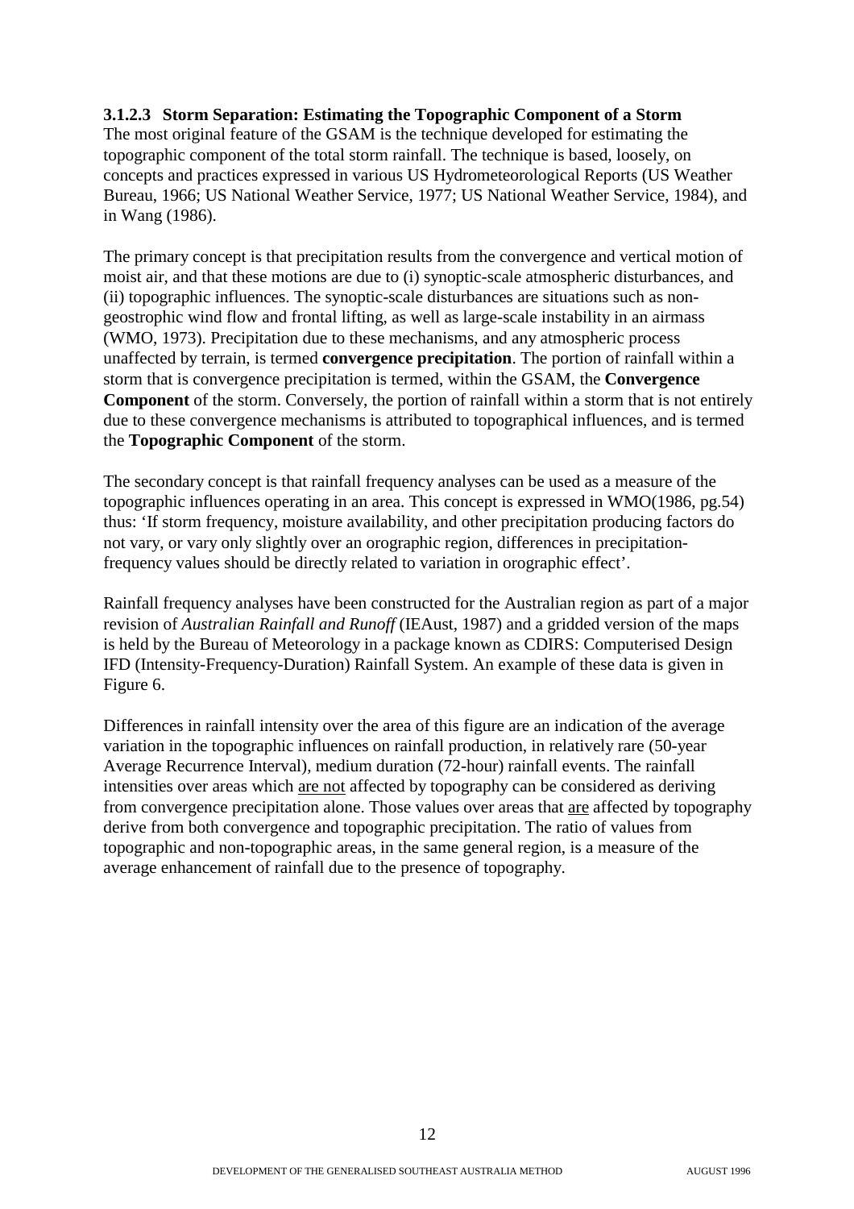### 3.1.2.3 Storm Separation: Estimating the Topographic Component of a Storm

The most original feature of the GSAM is the technique developed for estimating the topographic component of the total storm rainfall. The technique is based, loosely, on concepts and practices expressed in various US Hydrometeorological Reports (US Weather Bureau, 1966; US National Weather Service, 1977; US National Weather Service, 1984), and in Wang (1986).

The primary concept is that precipitation results from the convergence and vertical motion of moist air, and that these motions are due to (i) synoptic-scale atmospheric disturbances, and (ii) topographic influences. The synoptic-scale disturbances are situations such as non-geostrophic wind flow and frontal lifting, as well as large-scale instability in an airmass (WMO, 1973). Precipitation due to these mechanisms, and any atmospheric process unaffected by terrain, is termed **convergence precipitation**. The portion of rainfall within a storm that is convergence precipitation is termed, within the GSAM, the **Convergence Component** of the storm. Conversely, the portion of rainfall within a storm that is not entirely due to these convergence mechanisms is attributed to topographical influences, and is termed the **Topographic Component** of the storm.

The secondary concept is that rainfall frequency analyses can be used as a measure of the topographic influences operating in an area. This concept is expressed in WMO(1986, pg.54) thus: 'If storm frequency, moisture availability, and other precipitation producing factors do not vary, or vary only slightly over an orographic region, differences in precipitation-frequency values should be directly related to variation in orographic effect'.

Rainfall frequency analyses have been constructed for the Australian region as part of a major revision of *Australian Rainfall and Runoff* (IEAust, 1987) and a gridded version of the maps is held by the Bureau of Meteorology in a package known as CDIRS: Computerised Design IFD (Intensity-Frequency-Duration) Rainfall System. An example of these data is given in Figure 6.

Differences in rainfall intensity over the area of this figure are an indication of the average variation in the topographic influences on rainfall production, in relatively rare (50-year Average Recurrence Interval), medium duration (72-hour) rainfall events. The rainfall intensities over areas which <u>are not</u> affected by topography can be considered as deriving from convergence precipitation alone. Those values over areas that <u>are</u> affected by topography derive from both convergence and topographic precipitation. The ratio of values from topographic and non-topographic areas, in the same general region, is a measure of the average enhancement of rainfall due to the presence of topography.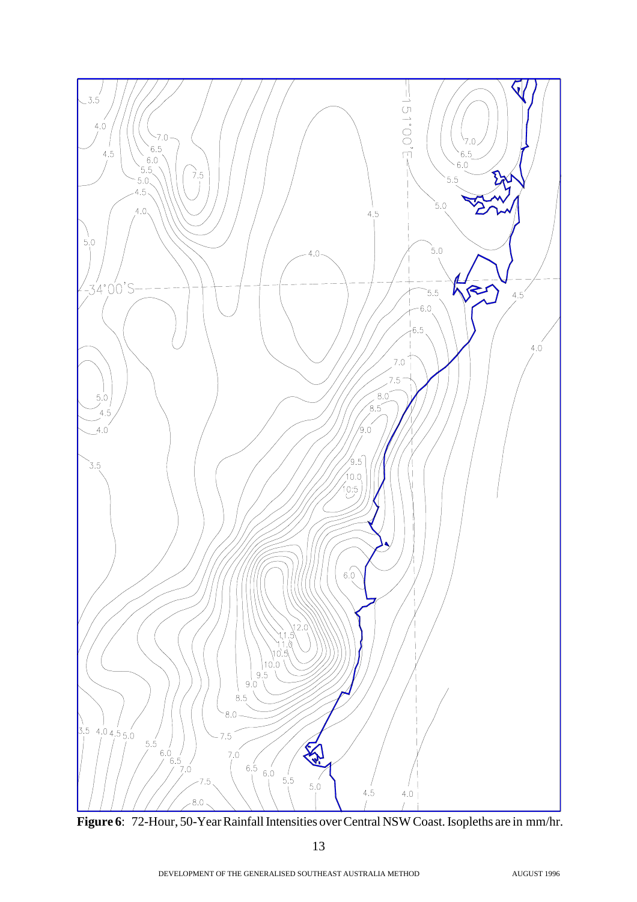**Figure 6**: 72-Hour, 50-Year Rainfall Intensities over Central NSW Coast. Isopleths are in mm/hr.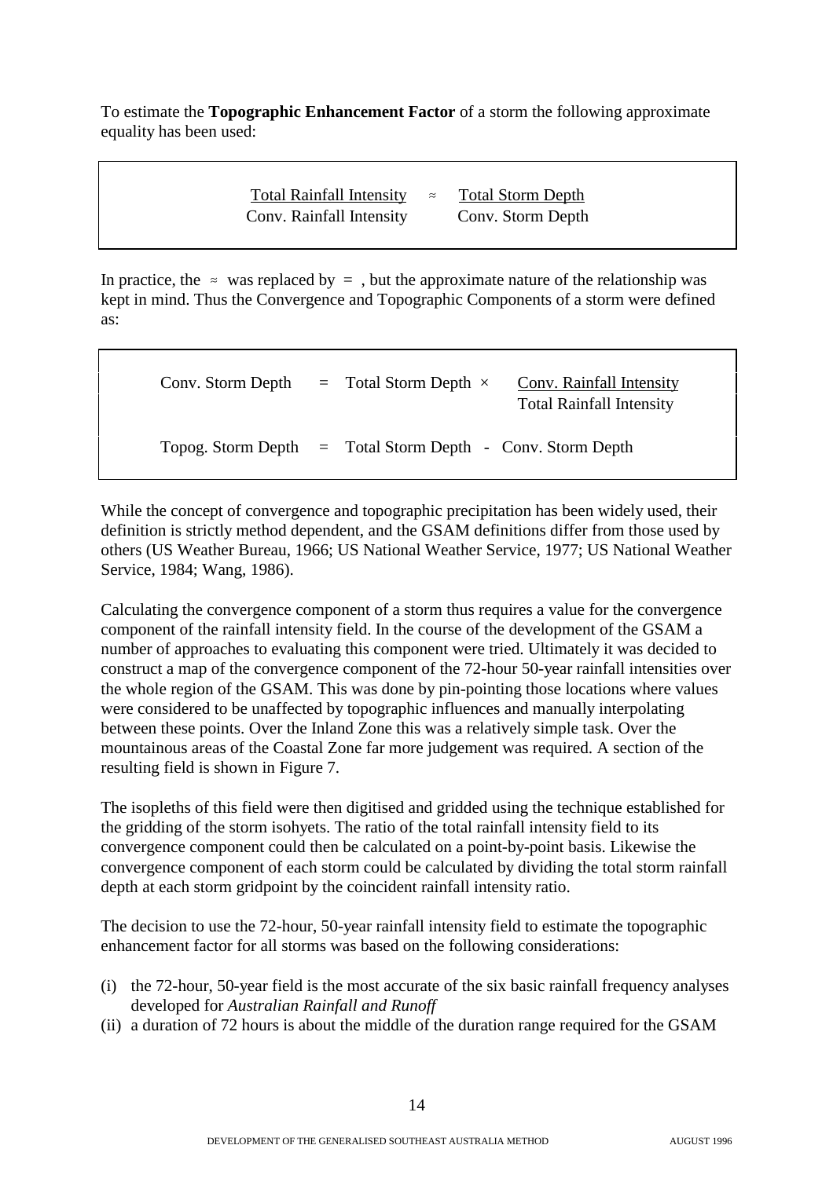To estimate the **Topographic Enhancement Factor** of a storm the following approximate equality has been used:

$$\frac{\text{Total Rainfall Intensity}}{\text{Conv. Rainfall Intensity}} \approx \frac{\text{Total Storm Depth}}{\text{Conv. Storm Depth}}$$

In practice, the ≈ was replaced by = , but the approximate nature of the relationship was kept in mind. Thus the Convergence and Topographic Components of a storm were defined as:

$$\text{Conv. Storm Depth} = \text{Total Storm Depth} \times \frac{\text{Conv. Rainfall Intensity}}{\text{Total Rainfall Intensity}}$$

$$\text{Topog. Storm Depth} = \text{Total Storm Depth} - \text{Conv. Storm Depth}$$

While the concept of convergence and topographic precipitation has been widely used, their definition is strictly method dependent, and the GSAM definitions differ from those used by others (US Weather Bureau, 1966; US National Weather Service, 1977; US National Weather Service, 1984; Wang, 1986).

Calculating the convergence component of a storm thus requires a value for the convergence component of the rainfall intensity field. In the course of the development of the GSAM a number of approaches to evaluating this component were tried. Ultimately it was decided to construct a map of the convergence component of the 72-hour 50-year rainfall intensities over the whole region of the GSAM. This was done by pin-pointing those locations where values were considered to be unaffected by topographic influences and manually interpolating between these points. Over the Inland Zone this was a relatively simple task. Over the mountainous areas of the Coastal Zone far more judgement was required. A section of the resulting field is shown in Figure 7.

The isopleths of this field were then digitised and gridded using the technique established for the gridding of the storm isohyets. The ratio of the total rainfall intensity field to its convergence component could then be calculated on a point-by-point basis. Likewise the convergence component of each storm could be calculated by dividing the total storm rainfall depth at each storm gridpoint by the coincident rainfall intensity ratio.

The decision to use the 72-hour, 50-year rainfall intensity field to estimate the topographic enhancement factor for all storms was based on the following considerations:

(i) the 72-hour, 50-year field is the most accurate of the six basic rainfall frequency analyses developed for *Australian Rainfall and Runoff*
(ii) a duration of 72 hours is about the middle of the duration range required for the GSAM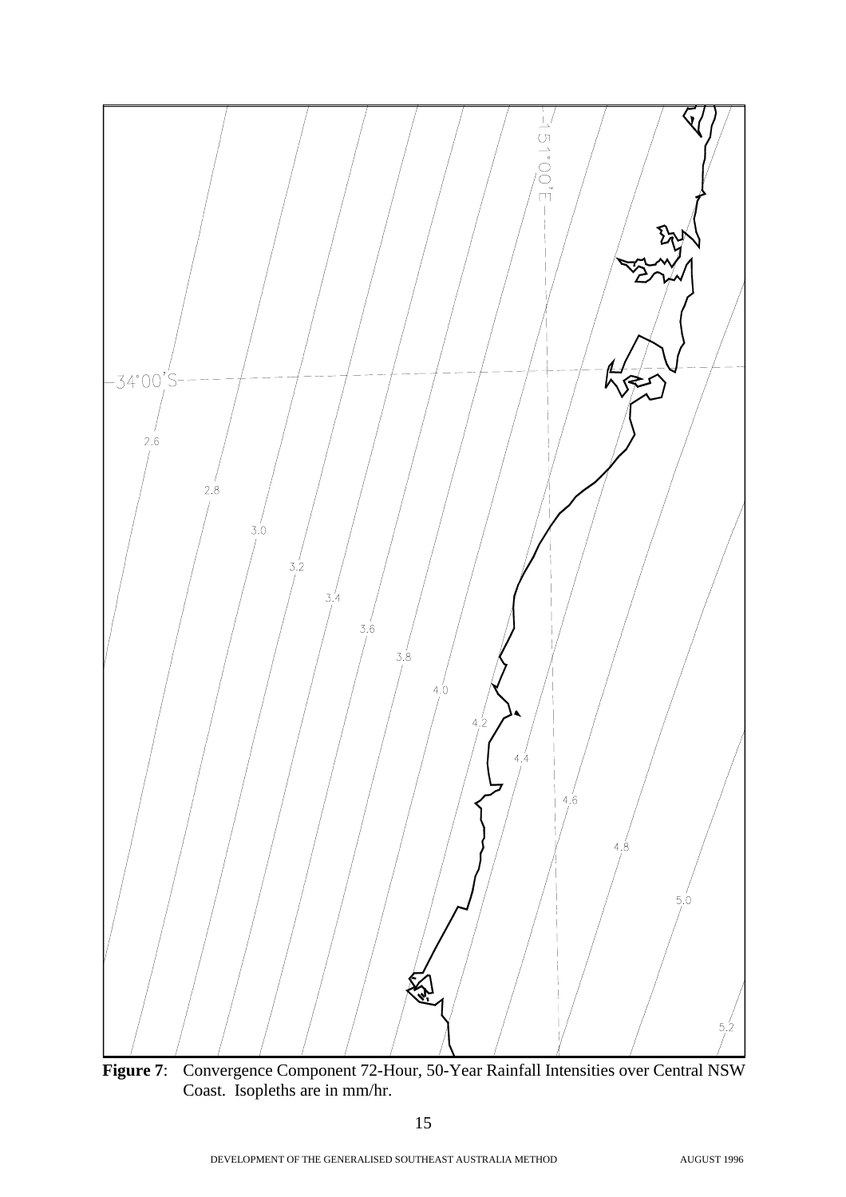**Figure 7**: Convergence Component 72-Hour, 50-Year Rainfall Intensities over Central NSW Coast. Isopleths are in mm/hr.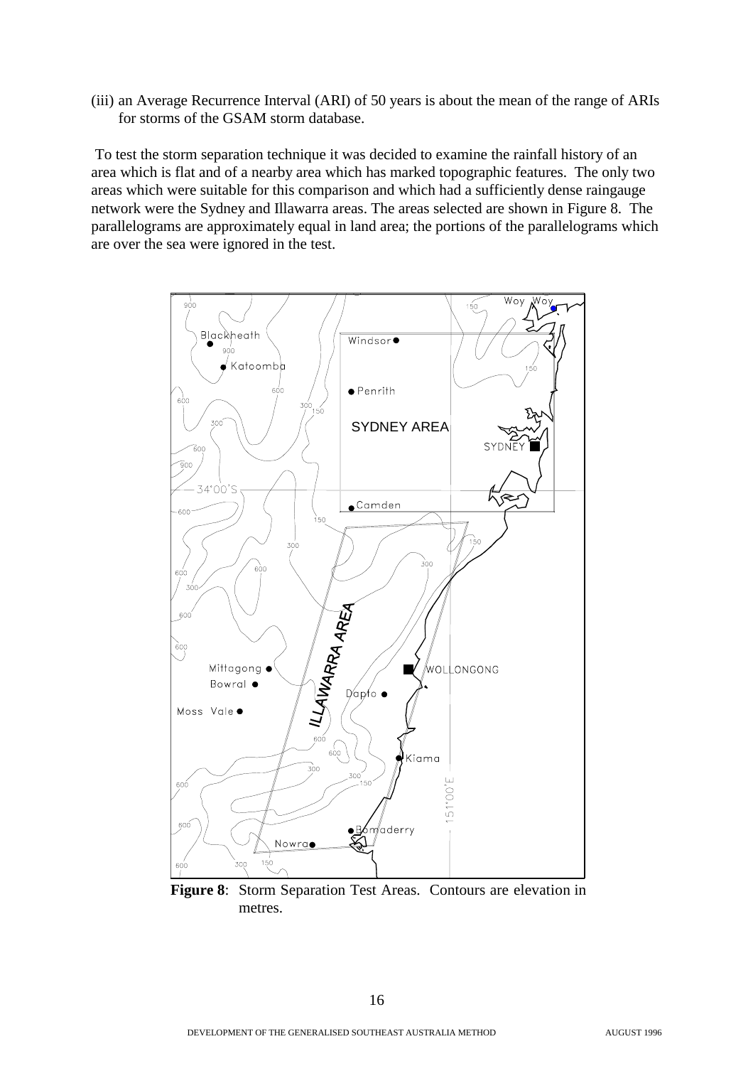(iii) an Average Recurrence Interval (ARI) of 50 years is about the mean of the range of ARIs for storms of the GSAM storm database.

To test the storm separation technique it was decided to examine the rainfall history of an area which is flat and of a nearby area which has marked topographic features. The only two areas which were suitable for this comparison and which had a sufficiently dense raingauge network were the Sydney and Illawarra areas. The areas selected are shown in Figure 8. The parallelograms are approximately equal in land area; the portions of the parallelograms which are over the sea were ignored in the test.

**Figure 8**: Storm Separation Test Areas. Contours are elevation in metres.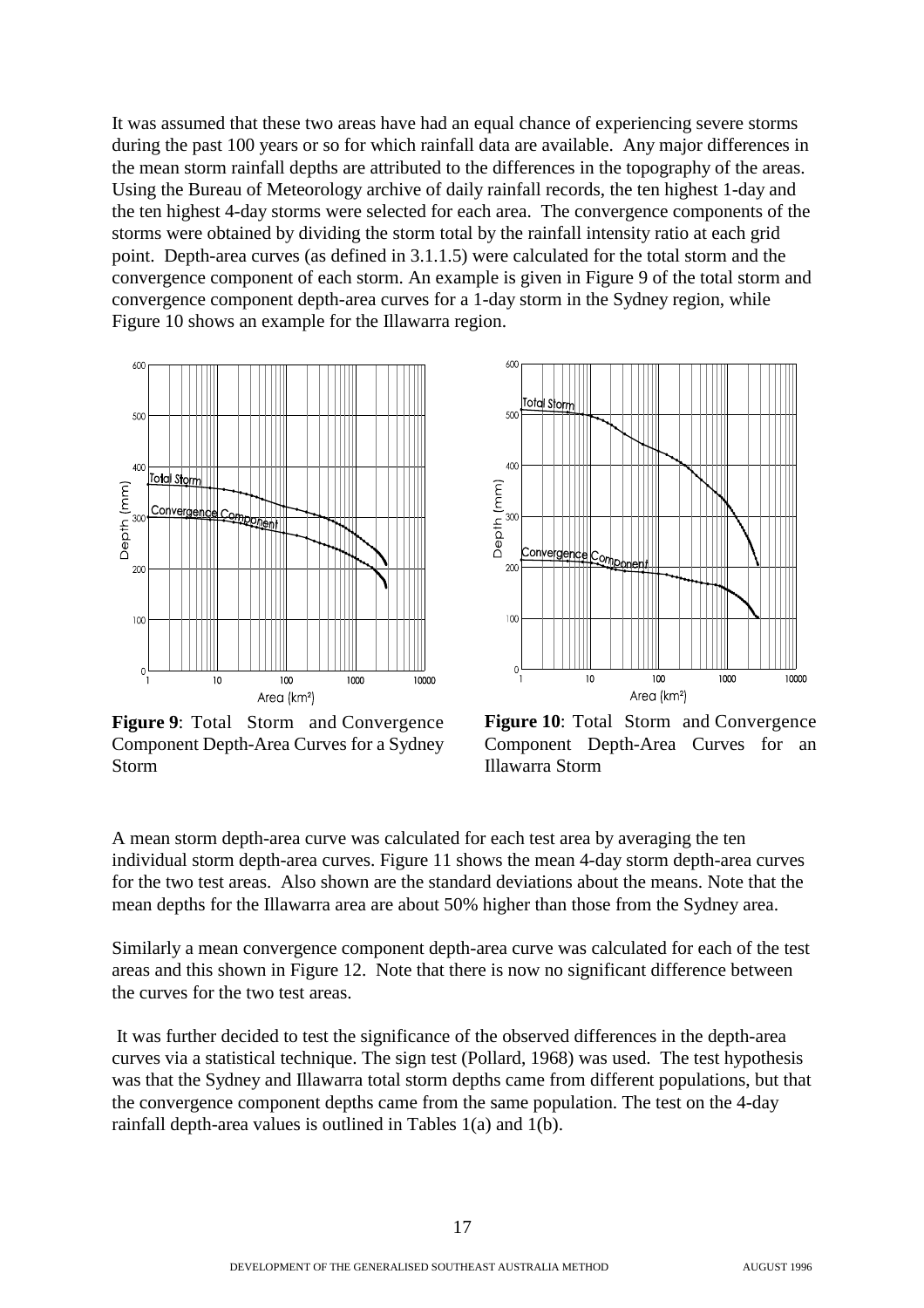It was assumed that these two areas have had an equal chance of experiencing severe storms during the past 100 years or so for which rainfall data are available. Any major differences in the mean storm rainfall depths are attributed to the differences in the topography of the areas. Using the Bureau of Meteorology archive of daily rainfall records, the ten highest 1-day and the ten highest 4-day storms were selected for each area. The convergence components of the storms were obtained by dividing the storm total by the rainfall intensity ratio at each grid point. Depth-area curves (as defined in 3.1.1.5) were calculated for the total storm and the convergence component of each storm. An example is given in Figure 9 of the total storm and convergence component depth-area curves for a 1-day storm in the Sydney region, while Figure 10 shows an example for the Illawarra region.

**Figure 9**: Total Storm and Convergence Component Depth-Area Curves for a Sydney Storm

**Figure 10**: Total Storm and Convergence Component Depth-Area Curves for an Illawarra Storm

A mean storm depth-area curve was calculated for each test area by averaging the ten individual storm depth-area curves. Figure 11 shows the mean 4-day storm depth-area curves for the two test areas. Also shown are the standard deviations about the means. Note that the mean depths for the Illawarra area are about 50% higher than those from the Sydney area.

Similarly a mean convergence component depth-area curve was calculated for each of the test areas and this shown in Figure 12. Note that there is now no significant difference between the curves for the two test areas.

It was further decided to test the significance of the observed differences in the depth-area curves via a statistical technique. The sign test (Pollard, 1968) was used. The test hypothesis was that the Sydney and Illawarra total storm depths came from different populations, but that the convergence component depths came from the same population. The test on the 4-day rainfall depth-area values is outlined in Tables 1(a) and 1(b).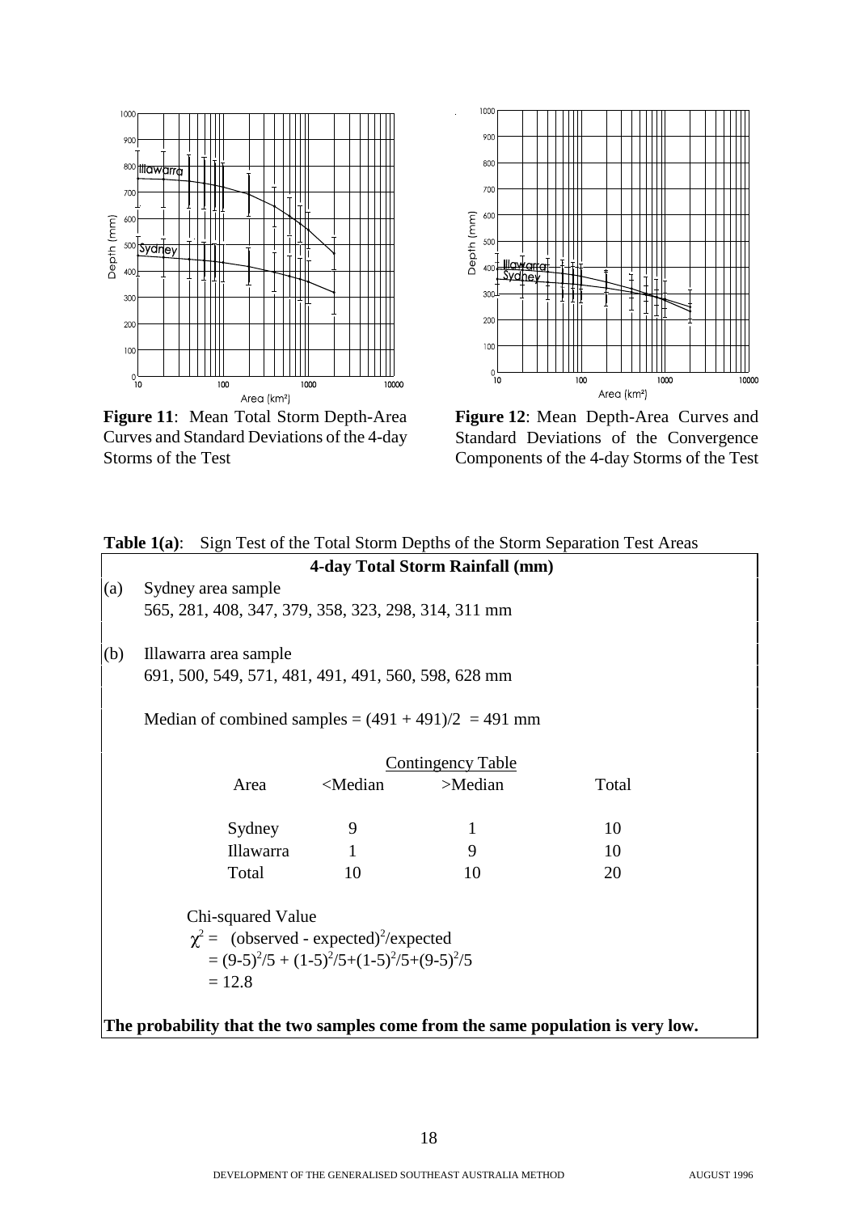**Figure 11**: Mean Total Storm Depth-Area Curves and Standard Deviations of the 4-day Storms of the Test

**Figure 12**: Mean Depth-Area Curves and Standard Deviations of the Convergence Components of the 4-day Storms of the Test

**Table 1(a)**: Sign Test of the Total Storm Depths of the Storm Separation Test Areas

**4-day Total Storm Rainfall (mm)**

(a) Sydney area sample
565, 281, 408, 347, 379, 358, 323, 298, 314, 311 mm

(b) Illawarra area sample
691, 500, 549, 571, 481, 491, 491, 560, 598, 628 mm

Median of combined samples = (491 + 491)/2 = 491 mm

Contingency Table

| Area | <Median | >Median | Total |
|---|---|---|---|
| Sydney | 9 | 1 | 10 |
| Illawarra | 1 | 9 | 10 |
| Total | 10 | 10 | 20 |

Chi-squared Value

$$\chi^2 = \text{(observed - expected)}^2/\text{expected}$$
$$= (9-5)^2/5 + (1-5)^2/5+(1-5)^2/5+(9-5)^2/5$$
$$= 12.8$$

**The probability that the two samples come from the same population is very low.**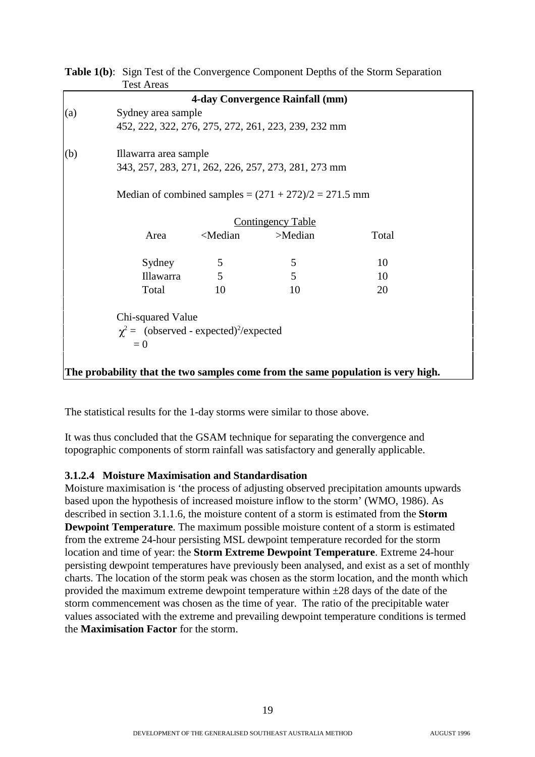**Table 1(b)**: Sign Test of the Convergence Component Depths of the Storm Separation Test Areas

**4-day Convergence Rainfall (mm)**

(a) Sydney area sample
452, 222, 322, 276, 275, 272, 261, 223, 239, 232 mm

(b) Illawarra area sample
343, 257, 283, 271, 262, 226, 257, 273, 281, 273 mm

Median of combined samples = (271 + 272)/2 = 271.5 mm

Contingency Table

| Area | <Median | >Median | Total |
|---|---|---|---|
| Sydney | 5 | 5 | 10 |
| Illawarra | 5 | 5 | 10 |
| Total | 10 | 10 | 20 |

Chi-squared Value

$\chi^2 =$ (observed - expected)$^2$/expected

$= 0$

**The probability that the two samples come from the same population is very high.**

The statistical results for the 1-day storms were similar to those above.

It was thus concluded that the GSAM technique for separating the convergence and topographic components of storm rainfall was satisfactory and generally applicable.

#### 3.1.2.4 Moisture Maximisation and Standardisation

Moisture maximisation is 'the process of adjusting observed precipitation amounts upwards based upon the hypothesis of increased moisture inflow to the storm' (WMO, 1986). As described in section 3.1.1.6, the moisture content of a storm is estimated from the **Storm Dewpoint Temperature**. The maximum possible moisture content of a storm is estimated from the extreme 24-hour persisting MSL dewpoint temperature recorded for the storm location and time of year: the **Storm Extreme Dewpoint Temperature**. Extreme 24-hour persisting dewpoint temperatures have previously been analysed, and exist as a set of monthly charts. The location of the storm peak was chosen as the storm location, and the month which provided the maximum extreme dewpoint temperature within ±28 days of the date of the storm commencement was chosen as the time of year. The ratio of the precipitable water values associated with the extreme and prevailing dewpoint temperature conditions is termed the **Maximisation Factor** for the storm.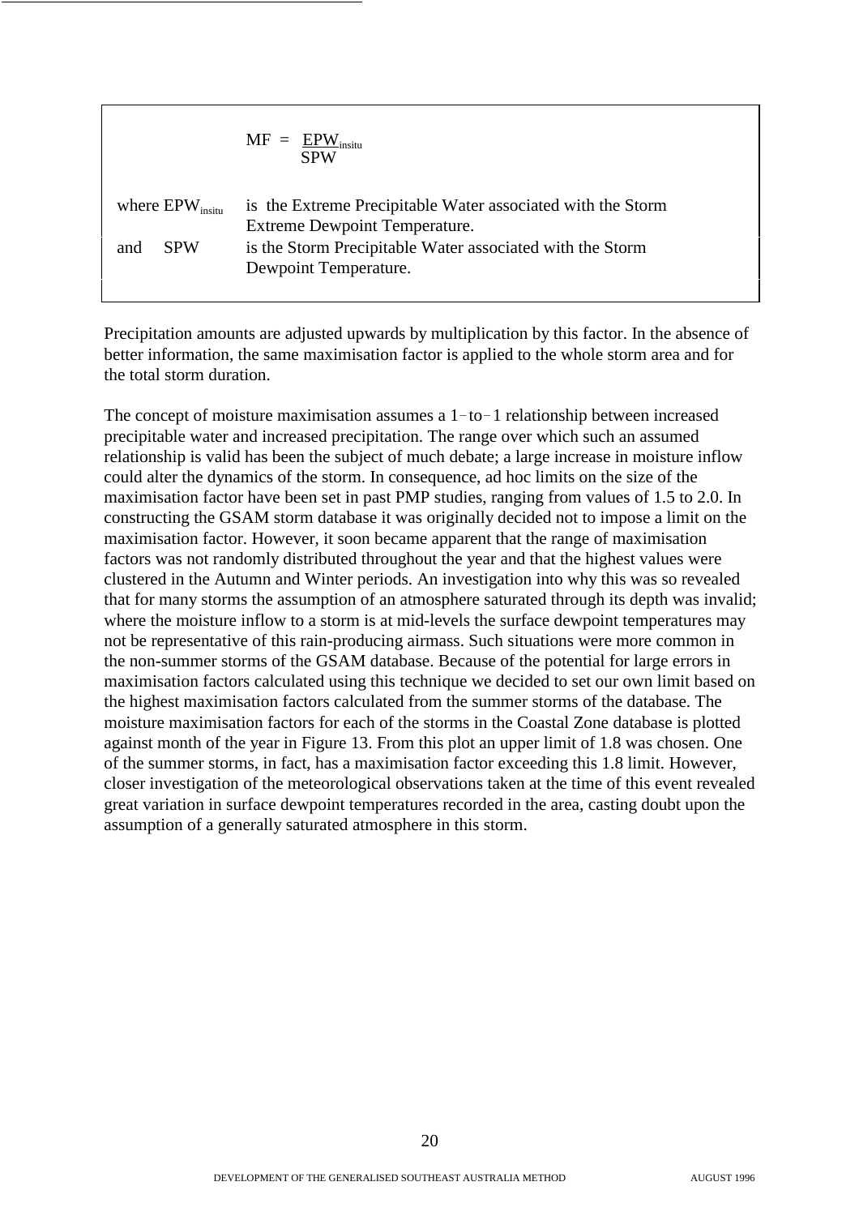$$MF = \frac{EPW_{insitu}}{SPW}$$

where $EPW_{insitu}$ is the Extreme Precipitable Water associated with the Storm Extreme Dewpoint Temperature.

and $SPW$ is the Storm Precipitable Water associated with the Storm Dewpoint Temperature.

Precipitation amounts are adjusted upwards by multiplication by this factor. In the absence of better information, the same maximisation factor is applied to the whole storm area and for the total storm duration.

The concept of moisture maximisation assumes a 1-to-1 relationship between increased precipitable water and increased precipitation. The range over which such an assumed relationship is valid has been the subject of much debate; a large increase in moisture inflow could alter the dynamics of the storm. In consequence, ad hoc limits on the size of the maximisation factor have been set in past PMP studies, ranging from values of 1.5 to 2.0. In constructing the GSAM storm database it was originally decided not to impose a limit on the maximisation factor. However, it soon became apparent that the range of maximisation factors was not randomly distributed throughout the year and that the highest values were clustered in the Autumn and Winter periods. An investigation into why this was so revealed that for many storms the assumption of an atmosphere saturated through its depth was invalid; where the moisture inflow to a storm is at mid-levels the surface dewpoint temperatures may not be representative of this rain-producing airmass. Such situations were more common in the non-summer storms of the GSAM database. Because of the potential for large errors in maximisation factors calculated using this technique we decided to set our own limit based on the highest maximisation factors calculated from the summer storms of the database. The moisture maximisation factors for each of the storms in the Coastal Zone database is plotted against month of the year in Figure 13. From this plot an upper limit of 1.8 was chosen. One of the summer storms, in fact, has a maximisation factor exceeding this 1.8 limit. However, closer investigation of the meteorological observations taken at the time of this event revealed great variation in surface dewpoint temperatures recorded in the area, casting doubt upon the assumption of a generally saturated atmosphere in this storm.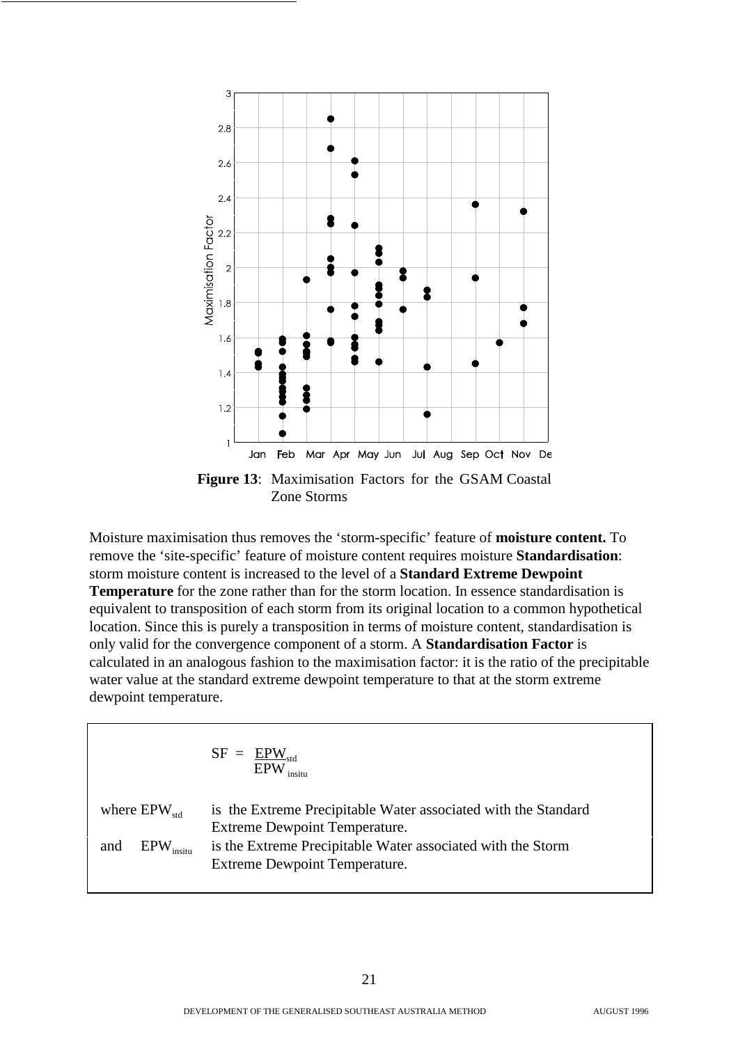**Figure 13**: Maximisation Factors for the GSAM Coastal Zone Storms

Moisture maximisation thus removes the 'storm-specific' feature of **moisture content.** To remove the 'site-specific' feature of moisture content requires moisture **Standardisation**: storm moisture content is increased to the level of a **Standard Extreme Dewpoint Temperature** for the zone rather than for the storm location. In essence standardisation is equivalent to transposition of each storm from its original location to a common hypothetical location. Since this is purely a transposition in terms of moisture content, standardisation is only valid for the convergence component of a storm. A **Standardisation Factor** is calculated in an analogous fashion to the maximisation factor: it is the ratio of the precipitable water value at the standard extreme dewpoint temperature to that at the storm extreme dewpoint temperature.

$$SF = \frac{EPW_{std}}{EPW_{insitu}}$$

where $EPW_{std}$ is the Extreme Precipitable Water associated with the Standard Extreme Dewpoint Temperature.

and $EPW_{insitu}$ is the Extreme Precipitable Water associated with the Storm Extreme Dewpoint Temperature.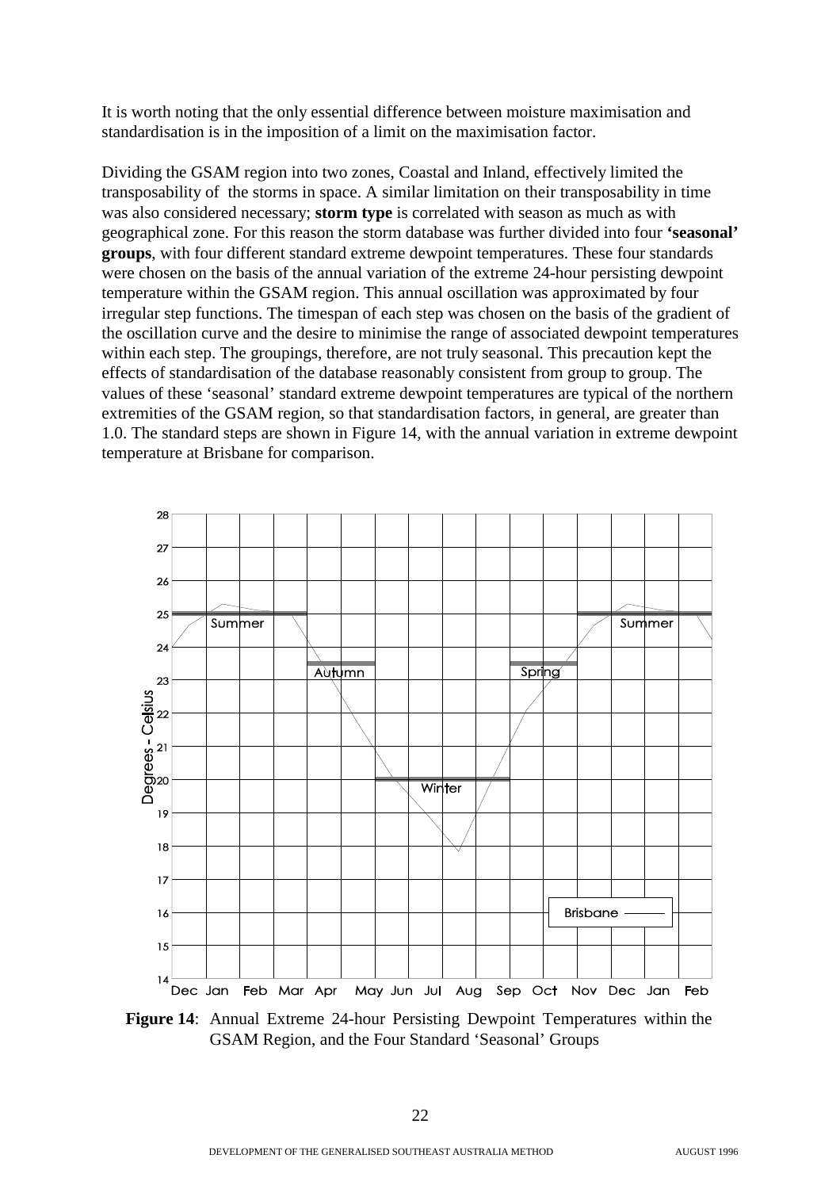It is worth noting that the only essential difference between moisture maximisation and standardisation is in the imposition of a limit on the maximisation factor.

Dividing the GSAM region into two zones, Coastal and Inland, effectively limited the transposability of the storms in space. A similar limitation on their transposability in time was also considered necessary; **storm type** is correlated with season as much as with geographical zone. For this reason the storm database was further divided into four **'seasonal' groups**, with four different standard extreme dewpoint temperatures. These four standards were chosen on the basis of the annual variation of the extreme 24-hour persisting dewpoint temperature within the GSAM region. This annual oscillation was approximated by four irregular step functions. The timespan of each step was chosen on the basis of the gradient of the oscillation curve and the desire to minimise the range of associated dewpoint temperatures within each step. The groupings, therefore, are not truly seasonal. This precaution kept the effects of standardisation of the database reasonably consistent from group to group. The values of these 'seasonal' standard extreme dewpoint temperatures are typical of the northern extremities of the GSAM region, so that standardisation factors, in general, are greater than 1.0. The standard steps are shown in Figure 14, with the annual variation in extreme dewpoint temperature at Brisbane for comparison.

**Figure 14**: Annual Extreme 24-hour Persisting Dewpoint Temperatures within the GSAM Region, and the Four Standard 'Seasonal' Groups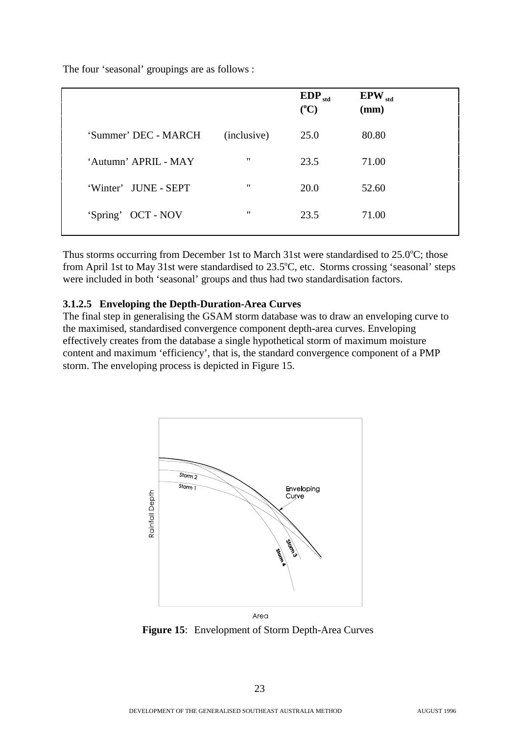The four 'seasonal' groupings are as follows :

| | | $EDP_{std}$ (°C) | $EPW_{std}$ (mm) |
|---|---|---|---|
| 'Summer' DEC - MARCH | (inclusive) | 25.0 | 80.80 |
| 'Autumn' APRIL - MAY | " | 23.5 | 71.00 |
| 'Winter' JUNE - SEPT | " | 20.0 | 52.60 |
| 'Spring' OCT - NOV | " | 23.5 | 71.00 |

Thus storms occurring from December 1st to March 31st were standardised to 25.0°C; those from April 1st to May 31st were standardised to 23.5°C, etc. Storms crossing 'seasonal' steps were included in both 'seasonal' groups and thus had two standardisation factors.

#### 3.1.2.5 Enveloping the Depth-Duration-Area Curves

The final step in generalising the GSAM storm database was to draw an enveloping curve to the maximised, standardised convergence component depth-area curves. Enveloping effectively creates from the database a single hypothetical storm of maximum moisture content and maximum 'efficiency', that is, the standard convergence component of a PMP storm. The enveloping process is depicted in Figure 15.

**Figure 15**: Envelopment of Storm Depth-Area Curves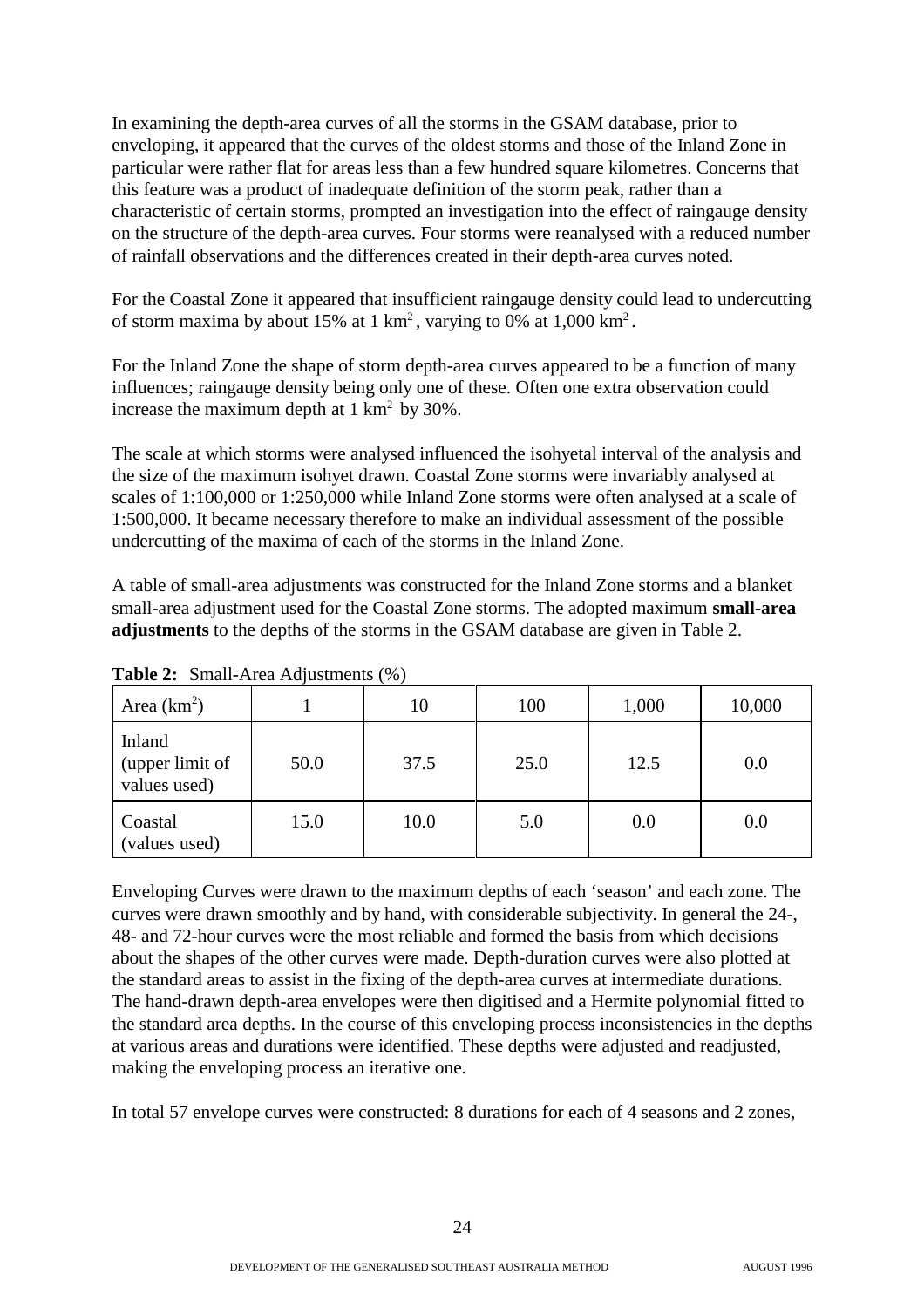In examining the depth-area curves of all the storms in the GSAM database, prior to enveloping, it appeared that the curves of the oldest storms and those of the Inland Zone in particular were rather flat for areas less than a few hundred square kilometres. Concerns that this feature was a product of inadequate definition of the storm peak, rather than a characteristic of certain storms, prompted an investigation into the effect of raingauge density on the structure of the depth-area curves. Four storms were reanalysed with a reduced number of rainfall observations and the differences created in their depth-area curves noted.

For the Coastal Zone it appeared that insufficient raingauge density could lead to undercutting of storm maxima by about 15% at 1 km$^2$, varying to 0% at 1,000 km$^2$.

For the Inland Zone the shape of storm depth-area curves appeared to be a function of many influences; raingauge density being only one of these. Often one extra observation could increase the maximum depth at 1 km$^2$ by 30%.

The scale at which storms were analysed influenced the isohyetal interval of the analysis and the size of the maximum isohyet drawn. Coastal Zone storms were invariably analysed at scales of 1:100,000 or 1:250,000 while Inland Zone storms were often analysed at a scale of 1:500,000. It became necessary therefore to make an individual assessment of the possible undercutting of the maxima of each of the storms in the Inland Zone.

A table of small-area adjustments was constructed for the Inland Zone storms and a blanket small-area adjustment used for the Coastal Zone storms. The adopted maximum **small-area adjustments** to the depths of the storms in the GSAM database are given in Table 2.

**Table 2:** Small-Area Adjustments (%)

| Area (km$^2$) | 1 | 10 | 100 | 1,000 | 10,000 |
|---|---|---|---|---|---|
| Inland (upper limit of values used) | 50.0 | 37.5 | 25.0 | 12.5 | 0.0 |
| Coastal (values used) | 15.0 | 10.0 | 5.0 | 0.0 | 0.0 |

Enveloping Curves were drawn to the maximum depths of each 'season' and each zone. The curves were drawn smoothly and by hand, with considerable subjectivity. In general the 24-, 48- and 72-hour curves were the most reliable and formed the basis from which decisions about the shapes of the other curves were made. Depth-duration curves were also plotted at the standard areas to assist in the fixing of the depth-area curves at intermediate durations. The hand-drawn depth-area envelopes were then digitised and a Hermite polynomial fitted to the standard area depths. In the course of this enveloping process inconsistencies in the depths at various areas and durations were identified. These depths were adjusted and readjusted, making the enveloping process an iterative one.

In total 57 envelope curves were constructed: 8 durations for each of 4 seasons and 2 zones,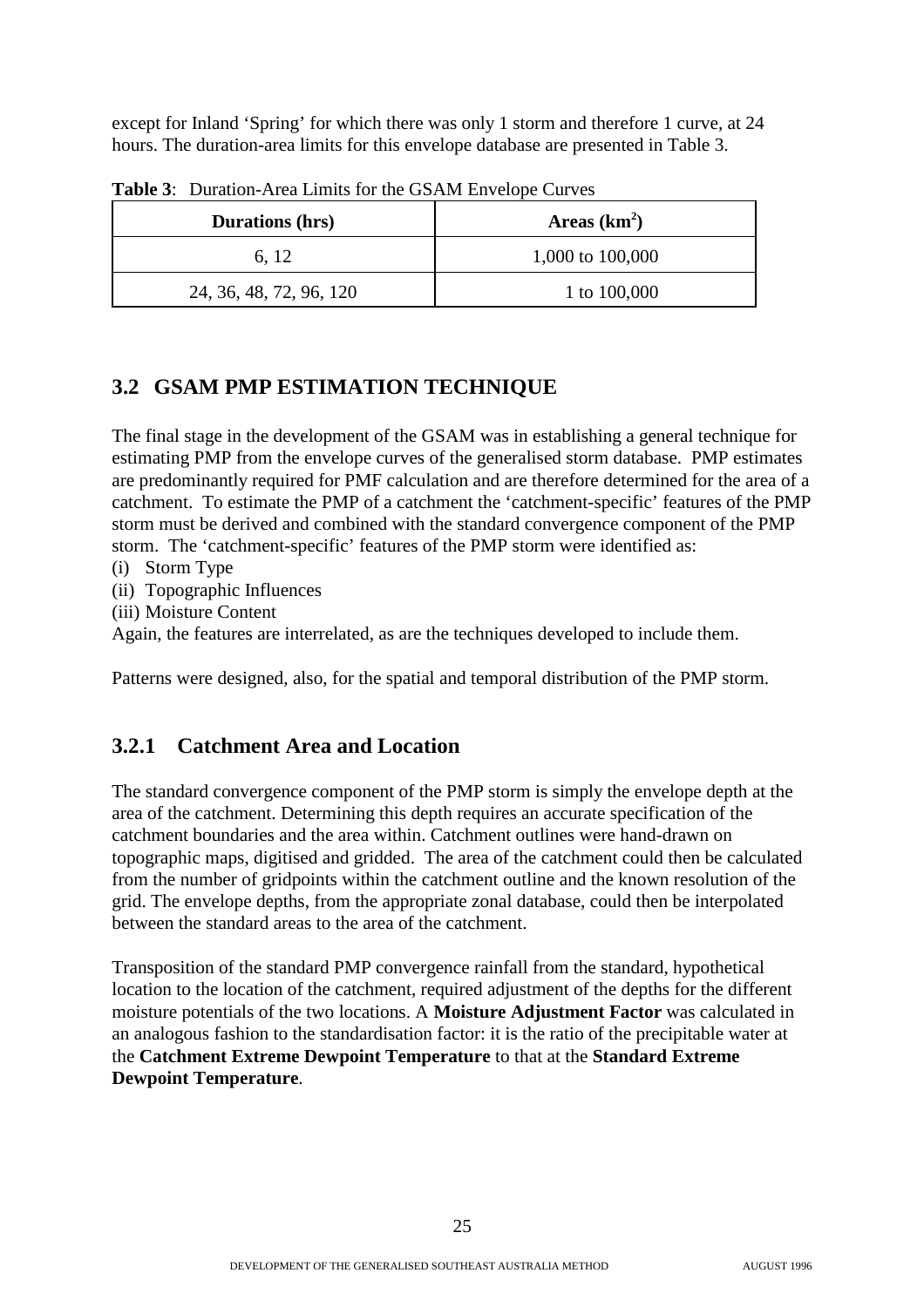except for Inland 'Spring' for which there was only 1 storm and therefore 1 curve, at 24 hours. The duration-area limits for this envelope database are presented in Table 3.

**Table 3**: Duration-Area Limits for the GSAM Envelope Curves

| Durations (hrs) | Areas (km$^2$) |
|---|---|
| 6, 12 | 1,000 to 100,000 |
| 24, 36, 48, 72, 96, 120 | 1 to 100,000 |

## 3.2 GSAM PMP ESTIMATION TECHNIQUE

The final stage in the development of the GSAM was in establishing a general technique for estimating PMP from the envelope curves of the generalised storm database. PMP estimates are predominantly required for PMF calculation and are therefore determined for the area of a catchment. To estimate the PMP of a catchment the 'catchment-specific' features of the PMP storm must be derived and combined with the standard convergence component of the PMP storm. The 'catchment-specific' features of the PMP storm were identified as:

(i) Storm Type
(ii) Topographic Influences
(iii) Moisture Content

Again, the features are interrelated, as are the techniques developed to include them.

Patterns were designed, also, for the spatial and temporal distribution of the PMP storm.

### 3.2.1 Catchment Area and Location

The standard convergence component of the PMP storm is simply the envelope depth at the area of the catchment. Determining this depth requires an accurate specification of the catchment boundaries and the area within. Catchment outlines were hand-drawn on topographic maps, digitised and gridded. The area of the catchment could then be calculated from the number of gridpoints within the catchment outline and the known resolution of the grid. The envelope depths, from the appropriate zonal database, could then be interpolated between the standard areas to the area of the catchment.

Transposition of the standard PMP convergence rainfall from the standard, hypothetical location to the location of the catchment, required adjustment of the depths for the different moisture potentials of the two locations. A **Moisture Adjustment Factor** was calculated in an analogous fashion to the standardisation factor: it is the ratio of the precipitable water at the **Catchment Extreme Dewpoint Temperature** to that at the **Standard Extreme Dewpoint Temperature**.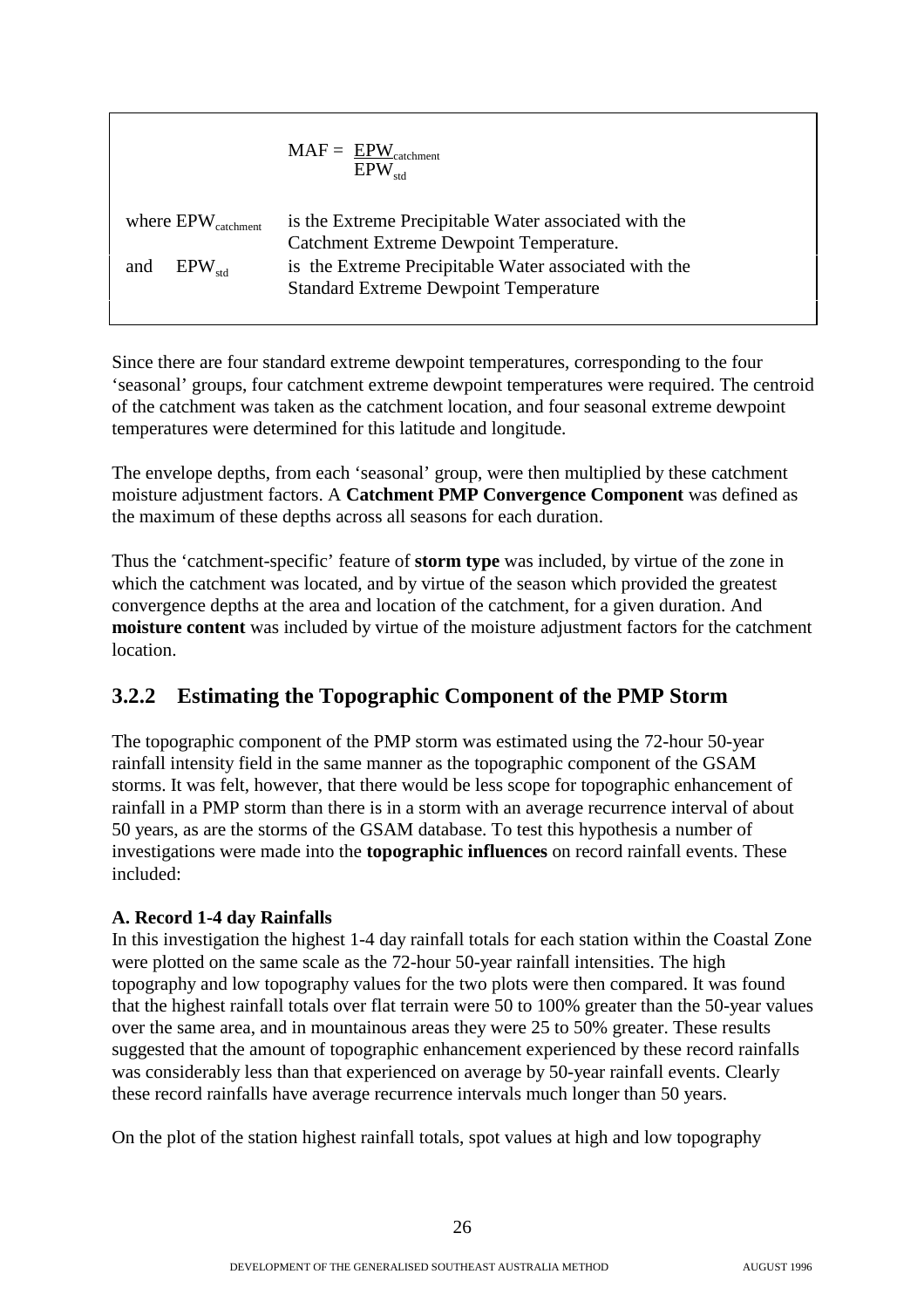$$MAF = \frac{EPW_{catchment}}{EPW_{std}}$$

where $EPW_{catchment}$ is the Extreme Precipitable Water associated with the Catchment Extreme Dewpoint Temperature.

and $EPW_{std}$ is the Extreme Precipitable Water associated with the Standard Extreme Dewpoint Temperature

Since there are four standard extreme dewpoint temperatures, corresponding to the four 'seasonal' groups, four catchment extreme dewpoint temperatures were required. The centroid of the catchment was taken as the catchment location, and four seasonal extreme dewpoint temperatures were determined for this latitude and longitude.

The envelope depths, from each 'seasonal' group, were then multiplied by these catchment moisture adjustment factors. A **Catchment PMP Convergence Component** was defined as the maximum of these depths across all seasons for each duration.

Thus the 'catchment-specific' feature of **storm type** was included, by virtue of the zone in which the catchment was located, and by virtue of the season which provided the greatest convergence depths at the area and location of the catchment, for a given duration. And **moisture content** was included by virtue of the moisture adjustment factors for the catchment location.

### 3.2.2 Estimating the Topographic Component of the PMP Storm

The topographic component of the PMP storm was estimated using the 72-hour 50-year rainfall intensity field in the same manner as the topographic component of the GSAM storms. It was felt, however, that there would be less scope for topographic enhancement of rainfall in a PMP storm than there is in a storm with an average recurrence interval of about 50 years, as are the storms of the GSAM database. To test this hypothesis a number of investigations were made into the **topographic influences** on record rainfall events. These included:

**A. Record 1-4 day Rainfalls**

In this investigation the highest 1-4 day rainfall totals for each station within the Coastal Zone were plotted on the same scale as the 72-hour 50-year rainfall intensities. The high topography and low topography values for the two plots were then compared. It was found that the highest rainfall totals over flat terrain were 50 to 100% greater than the 50-year values over the same area, and in mountainous areas they were 25 to 50% greater. These results suggested that the amount of topographic enhancement experienced by these record rainfalls was considerably less than that experienced on average by 50-year rainfall events. Clearly these record rainfalls have average recurrence intervals much longer than 50 years.

On the plot of the station highest rainfall totals, spot values at high and low topography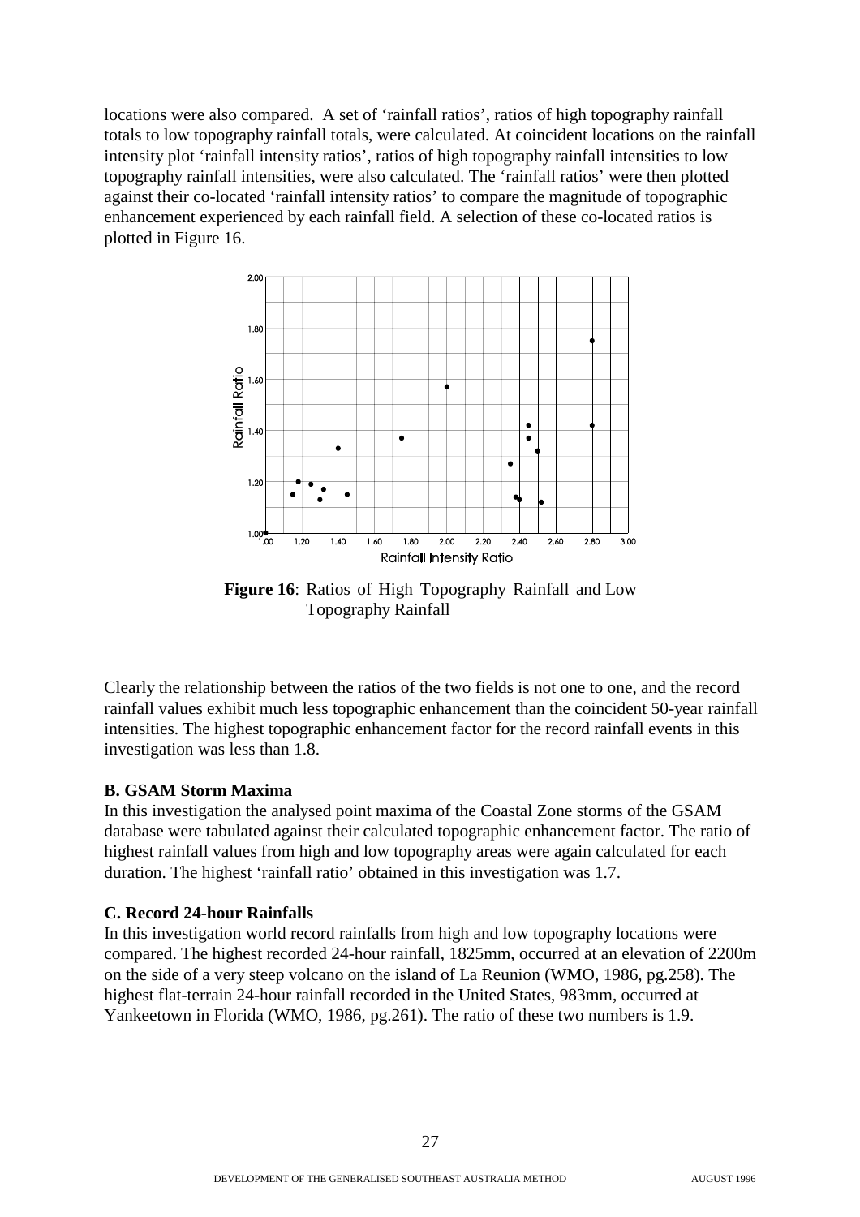locations were also compared. A set of 'rainfall ratios', ratios of high topography rainfall totals to low topography rainfall totals, were calculated. At coincident locations on the rainfall intensity plot 'rainfall intensity ratios', ratios of high topography rainfall intensities to low topography rainfall intensities, were also calculated. The 'rainfall ratios' were then plotted against their co-located 'rainfall intensity ratios' to compare the magnitude of topographic enhancement experienced by each rainfall field. A selection of these co-located ratios is plotted in Figure 16.

**Figure 16**: Ratios of High Topography Rainfall and Low Topography Rainfall

Clearly the relationship between the ratios of the two fields is not one to one, and the record rainfall values exhibit much less topographic enhancement than the coincident 50-year rainfall intensities. The highest topographic enhancement factor for the record rainfall events in this investigation was less than 1.8.

**B. GSAM Storm Maxima**

In this investigation the analysed point maxima of the Coastal Zone storms of the GSAM database were tabulated against their calculated topographic enhancement factor. The ratio of highest rainfall values from high and low topography areas were again calculated for each duration. The highest 'rainfall ratio' obtained in this investigation was 1.7.

**C. Record 24-hour Rainfalls**

In this investigation world record rainfalls from high and low topography locations were compared. The highest recorded 24-hour rainfall, 1825mm, occurred at an elevation of 2200m on the side of a very steep volcano on the island of La Reunion (WMO, 1986, pg.258). The highest flat-terrain 24-hour rainfall recorded in the United States, 983mm, occurred at Yankeetown in Florida (WMO, 1986, pg.261). The ratio of these two numbers is 1.9.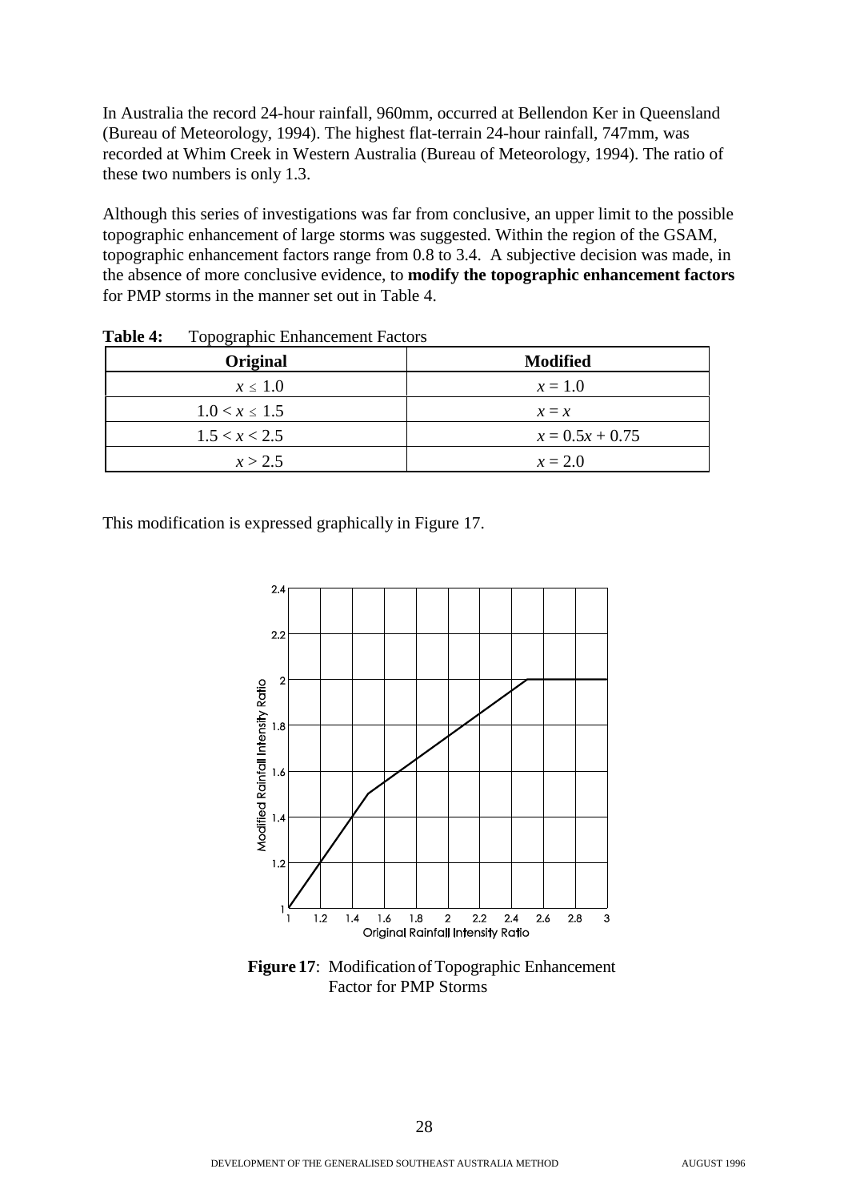In Australia the record 24-hour rainfall, 960mm, occurred at Bellendon Ker in Queensland (Bureau of Meteorology, 1994). The highest flat-terrain 24-hour rainfall, 747mm, was recorded at Whim Creek in Western Australia (Bureau of Meteorology, 1994). The ratio of these two numbers is only 1.3.

Although this series of investigations was far from conclusive, an upper limit to the possible topographic enhancement of large storms was suggested. Within the region of the GSAM, topographic enhancement factors range from 0.8 to 3.4. A subjective decision was made, in the absence of more conclusive evidence, to **modify the topographic enhancement factors** for PMP storms in the manner set out in Table 4.

**Table 4:** Topographic Enhancement Factors

| Original | Modified |
|---|---|
| $x \leq 1.0$ | $x = 1.0$ |
| $1.0 < x \leq 1.5$ | $x = x$ |
| $1.5 < x < 2.5$ | $x = 0.5x + 0.75$ |
| $x > 2.5$ | $x = 2.0$ |

This modification is expressed graphically in Figure 17.

**Figure 17**: Modification of Topographic Enhancement Factor for PMP Storms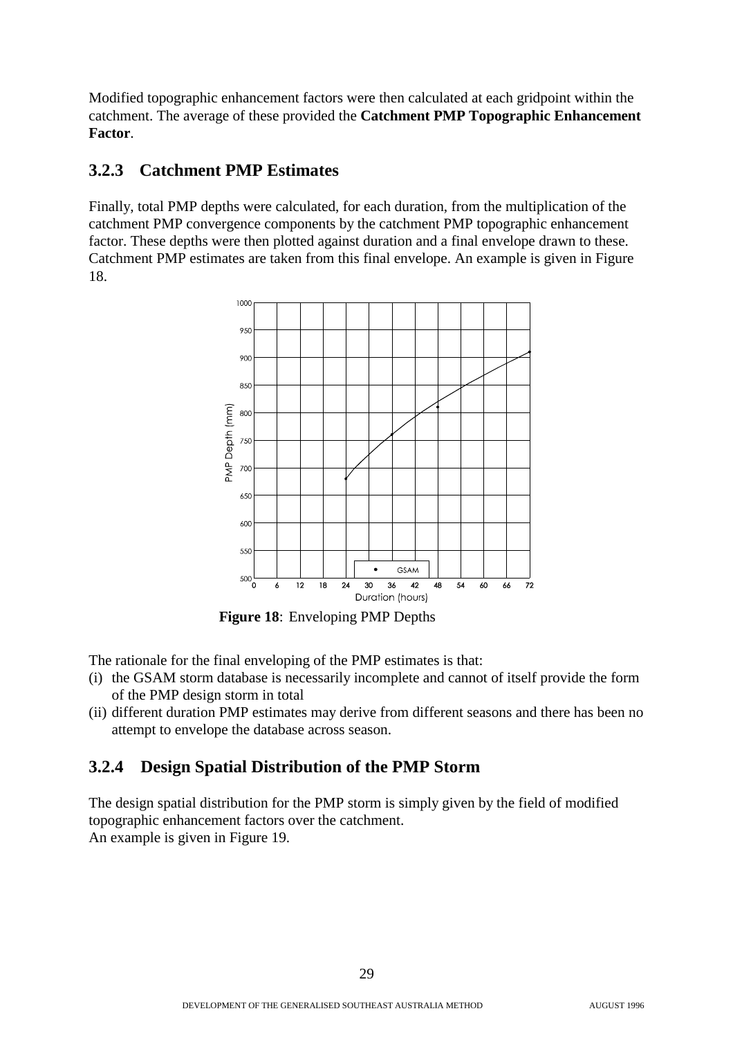Modified topographic enhancement factors were then calculated at each gridpoint within the catchment. The average of these provided the **Catchment PMP Topographic Enhancement Factor**.

### 3.2.3 Catchment PMP Estimates

Finally, total PMP depths were calculated, for each duration, from the multiplication of the catchment PMP convergence components by the catchment PMP topographic enhancement factor. These depths were then plotted against duration and a final envelope drawn to these. Catchment PMP estimates are taken from this final envelope. An example is given in Figure 18.

**Figure 18**: Enveloping PMP Depths

The rationale for the final enveloping of the PMP estimates is that:

(i) the GSAM storm database is necessarily incomplete and cannot of itself provide the form of the PMP design storm in total

(ii) different duration PMP estimates may derive from different seasons and there has been no attempt to envelope the database across season.

### 3.2.4 Design Spatial Distribution of the PMP Storm

The design spatial distribution for the PMP storm is simply given by the field of modified topographic enhancement factors over the catchment.
An example is given in Figure 19.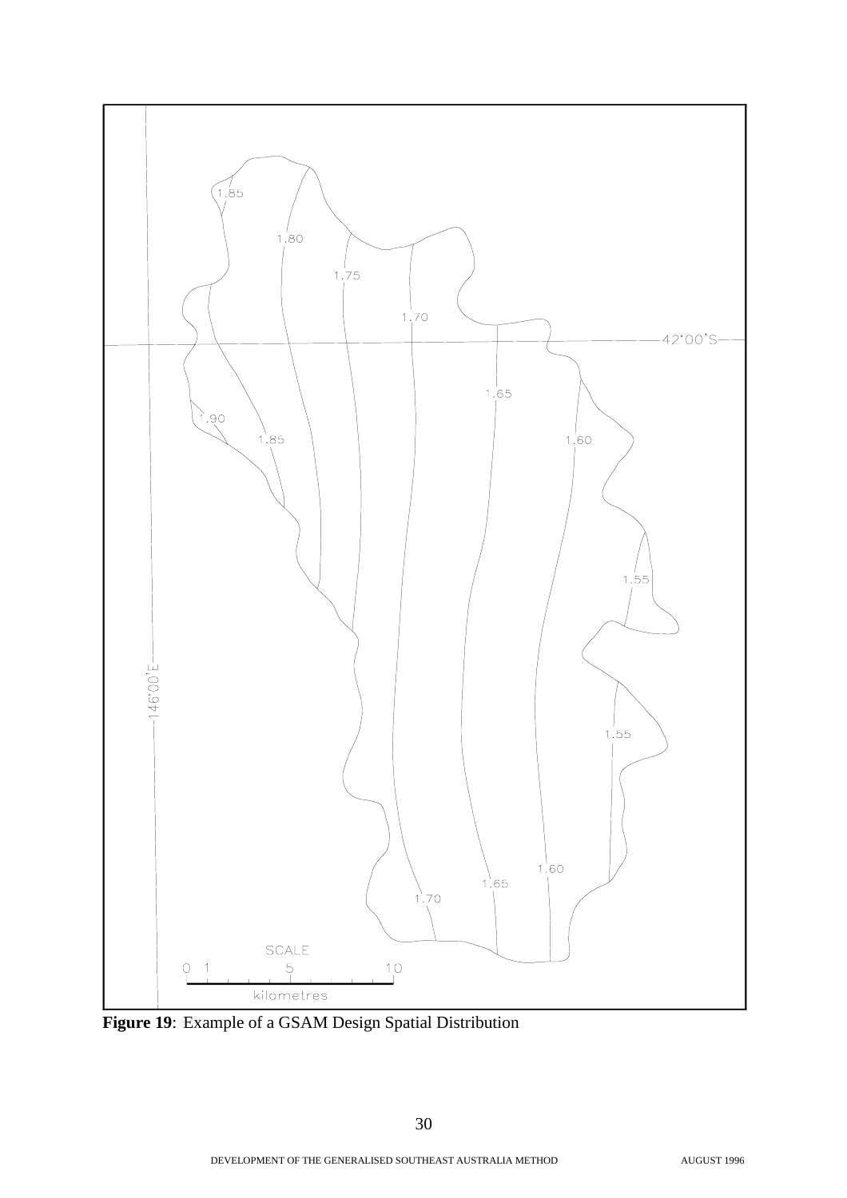**Figure 19**: Example of a GSAM Design Spatial Distribution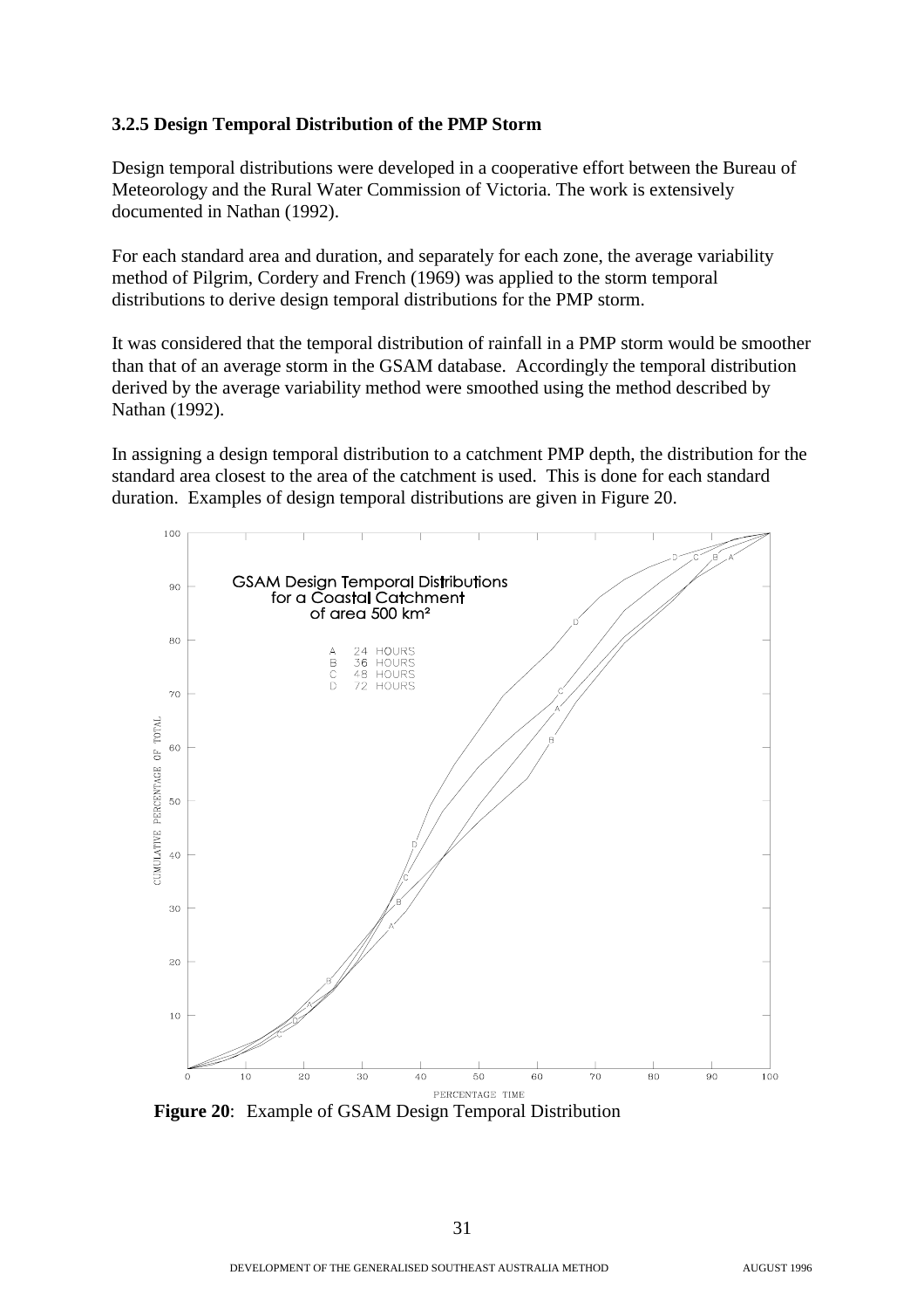### 3.2.5 Design Temporal Distribution of the PMP Storm

Design temporal distributions were developed in a cooperative effort between the Bureau of Meteorology and the Rural Water Commission of Victoria. The work is extensively documented in Nathan (1992).

For each standard area and duration, and separately for each zone, the average variability method of Pilgrim, Cordery and French (1969) was applied to the storm temporal distributions to derive design temporal distributions for the PMP storm.

It was considered that the temporal distribution of rainfall in a PMP storm would be smoother than that of an average storm in the GSAM database. Accordingly the temporal distribution derived by the average variability method were smoothed using the method described by Nathan (1992).

In assigning a design temporal distribution to a catchment PMP depth, the distribution for the standard area closest to the area of the catchment is used. This is done for each standard duration. Examples of design temporal distributions are given in Figure 20.

**Figure 20**: Example of GSAM Design Temporal Distribution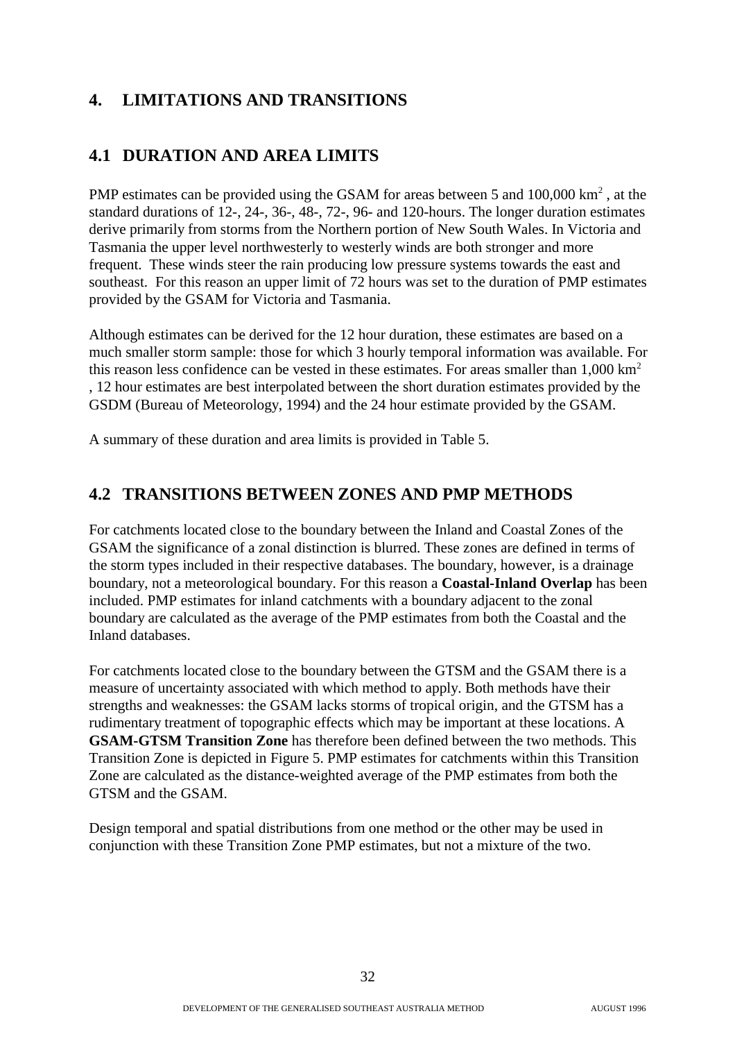# 4. LIMITATIONS AND TRANSITIONS

## 4.1 DURATION AND AREA LIMITS

PMP estimates can be provided using the GSAM for areas between 5 and 100,000 $km^2$ , at the standard durations of 12-, 24-, 36-, 48-, 72-, 96- and 120-hours. The longer duration estimates derive primarily from storms from the Northern portion of New South Wales. In Victoria and Tasmania the upper level northwesterly to westerly winds are both stronger and more frequent. These winds steer the rain producing low pressure systems towards the east and southeast. For this reason an upper limit of 72 hours was set to the duration of PMP estimates provided by the GSAM for Victoria and Tasmania.

Although estimates can be derived for the 12 hour duration, these estimates are based on a much smaller storm sample: those for which 3 hourly temporal information was available. For this reason less confidence can be vested in these estimates. For areas smaller than 1,000 $km^2$ , 12 hour estimates are best interpolated between the short duration estimates provided by the GSDM (Bureau of Meteorology, 1994) and the 24 hour estimate provided by the GSAM.

A summary of these duration and area limits is provided in Table 5.

## 4.2 TRANSITIONS BETWEEN ZONES AND PMP METHODS

For catchments located close to the boundary between the Inland and Coastal Zones of the GSAM the significance of a zonal distinction is blurred. These zones are defined in terms of the storm types included in their respective databases. The boundary, however, is a drainage boundary, not a meteorological boundary. For this reason a **Coastal-Inland Overlap** has been included. PMP estimates for inland catchments with a boundary adjacent to the zonal boundary are calculated as the average of the PMP estimates from both the Coastal and the Inland databases.

For catchments located close to the boundary between the GTSM and the GSAM there is a measure of uncertainty associated with which method to apply. Both methods have their strengths and weaknesses: the GSAM lacks storms of tropical origin, and the GTSM has a rudimentary treatment of topographic effects which may be important at these locations. A **GSAM-GTSM Transition Zone** has therefore been defined between the two methods. This Transition Zone is depicted in Figure 5. PMP estimates for catchments within this Transition Zone are calculated as the distance-weighted average of the PMP estimates from both the GTSM and the GSAM.

Design temporal and spatial distributions from one method or the other may be used in conjunction with these Transition Zone PMP estimates, but not a mixture of the two.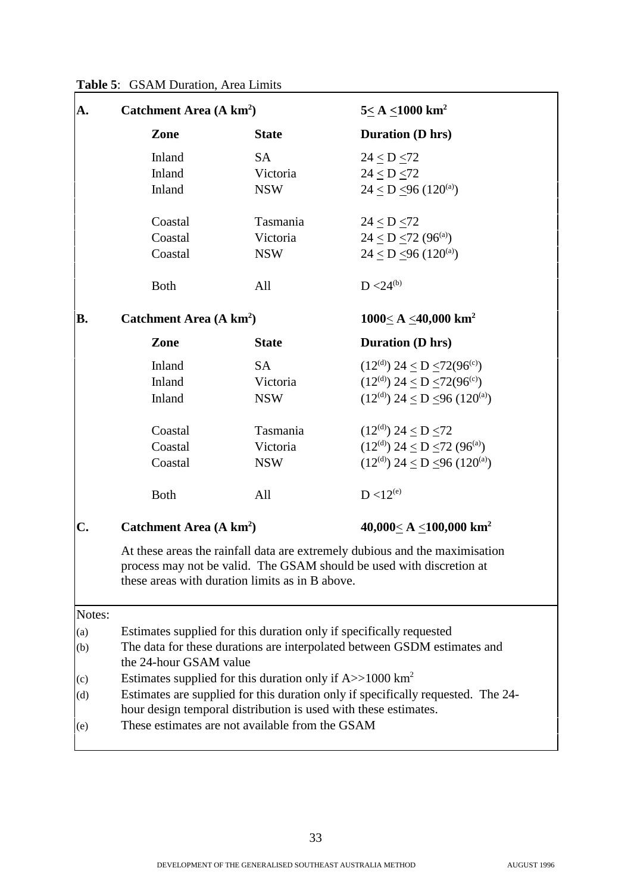**Table 5**: GSAM Duration, Area Limits

| | Zone | State | Duration (D hrs) |
|---|---|---|---|
| **A.** | **Catchment Area (A km²)** | | **$5 \leq A \leq 1000$ km²** |
| | **Zone** | **State** | **Duration (D hrs)** |
| | Inland | SA | $24 \leq D \leq 72$ |
| | Inland | Victoria | $24 \leq D \leq 72$ |
| | Inland | NSW | $24 \leq D \leq 96$ (120[a]) |
| | Coastal | Tasmania | $24 \leq D \leq 72$ |
| | Coastal | Victoria | $24 \leq D \leq 72$ (96[a]) |
| | Coastal | NSW | $24 \leq D \leq 96$ (120[a]) |
| | Both | All | $D < 24$[b] |
| **B.** | **Catchment Area (A km²)** | | **$1000 \leq A \leq 40{,}000$ km²** |
| | **Zone** | **State** | **Duration (D hrs)** |
| | Inland | SA | (12[d]) $24 \leq D \leq 72$(96[c]) |
| | Inland | Victoria | (12[d]) $24 \leq D \leq 72$(96[c]) |
| | Inland | NSW | (12[d]) $24 \leq D \leq 96$ (120[a]) |
| | Coastal | Tasmania | (12[d]) $24 \leq D \leq 72$ |
| | Coastal | Victoria | (12[d]) $24 \leq D \leq 72$ (96[a]) |
| | Coastal | NSW | (12[d]) $24 \leq D \leq 96$ (120[a]) |
| | Both | All | $D < 12$[e] |
| **C.** | **Catchment Area (A km²)** | | **$40{,}000 \leq A \leq 100{,}000$ km²** |

At these areas the rainfall data are extremely dubious and the maximisation process may not be valid. The GSAM should be used with discretion at these areas with duration limits as in B above.

Notes:

(a) Estimates supplied for this duration only if specifically requested

(b) The data for these durations are interpolated between GSDM estimates and the 24-hour GSAM value

(c) Estimates supplied for this duration only if A>>1000 km²

(d) Estimates are supplied for this duration only if specifically requested. The 24-hour design temporal distribution is used with these estimates.

(e) These estimates are not available from the GSAM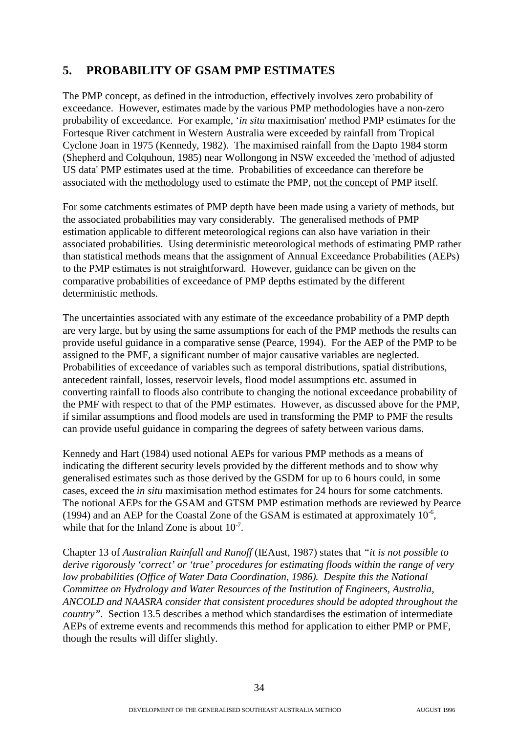## 5. PROBABILITY OF GSAM PMP ESTIMATES

The PMP concept, as defined in the introduction, effectively involves zero probability of exceedance. However, estimates made by the various PMP methodologies have a non-zero probability of exceedance. For example, '*in situ* maximisation' method PMP estimates for the Fortesque River catchment in Western Australia were exceeded by rainfall from Tropical Cyclone Joan in 1975 (Kennedy, 1982). The maximised rainfall from the Dapto 1984 storm (Shepherd and Colquhoun, 1985) near Wollongong in NSW exceeded the 'method of adjusted US data' PMP estimates used at the time. Probabilities of exceedance can therefore be associated with the methodology used to estimate the PMP, not the concept of PMP itself.

For some catchments estimates of PMP depth have been made using a variety of methods, but the associated probabilities may vary considerably. The generalised methods of PMP estimation applicable to different meteorological regions can also have variation in their associated probabilities. Using deterministic meteorological methods of estimating PMP rather than statistical methods means that the assignment of Annual Exceedance Probabilities (AEPs) to the PMP estimates is not straightforward. However, guidance can be given on the comparative probabilities of exceedance of PMP depths estimated by the different deterministic methods.

The uncertainties associated with any estimate of the exceedance probability of a PMP depth are very large, but by using the same assumptions for each of the PMP methods the results can provide useful guidance in a comparative sense (Pearce, 1994). For the AEP of the PMP to be assigned to the PMF, a significant number of major causative variables are neglected. Probabilities of exceedance of variables such as temporal distributions, spatial distributions, antecedent rainfall, losses, reservoir levels, flood model assumptions etc. assumed in converting rainfall to floods also contribute to changing the notional exceedance probability of the PMF with respect to that of the PMP estimates. However, as discussed above for the PMP, if similar assumptions and flood models are used in transforming the PMP to PMF the results can provide useful guidance in comparing the degrees of safety between various dams.

Kennedy and Hart (1984) used notional AEPs for various PMP methods as a means of indicating the different security levels provided by the different methods and to show why generalised estimates such as those derived by the GSDM for up to 6 hours could, in some cases, exceed the *in situ* maximisation method estimates for 24 hours for some catchments. The notional AEPs for the GSAM and GTSM PMP estimation methods are reviewed by Pearce (1994) and an AEP for the Coastal Zone of the GSAM is estimated at approximately $10^{-6}$, while that for the Inland Zone is about $10^{-7}$.

Chapter 13 of *Australian Rainfall and Runoff* (IEAust, 1987) states that *"it is not possible to derive rigorously 'correct' or 'true' procedures for estimating floods within the range of very low probabilities (Office of Water Data Coordination, 1986). Despite this the National Committee on Hydrology and Water Resources of the Institution of Engineers, Australia, ANCOLD and NAASRA consider that consistent procedures should be adopted throughout the country"*. Section 13.5 describes a method which standardises the estimation of intermediate AEPs of extreme events and recommends this method for application to either PMP or PMF, though the results will differ slightly.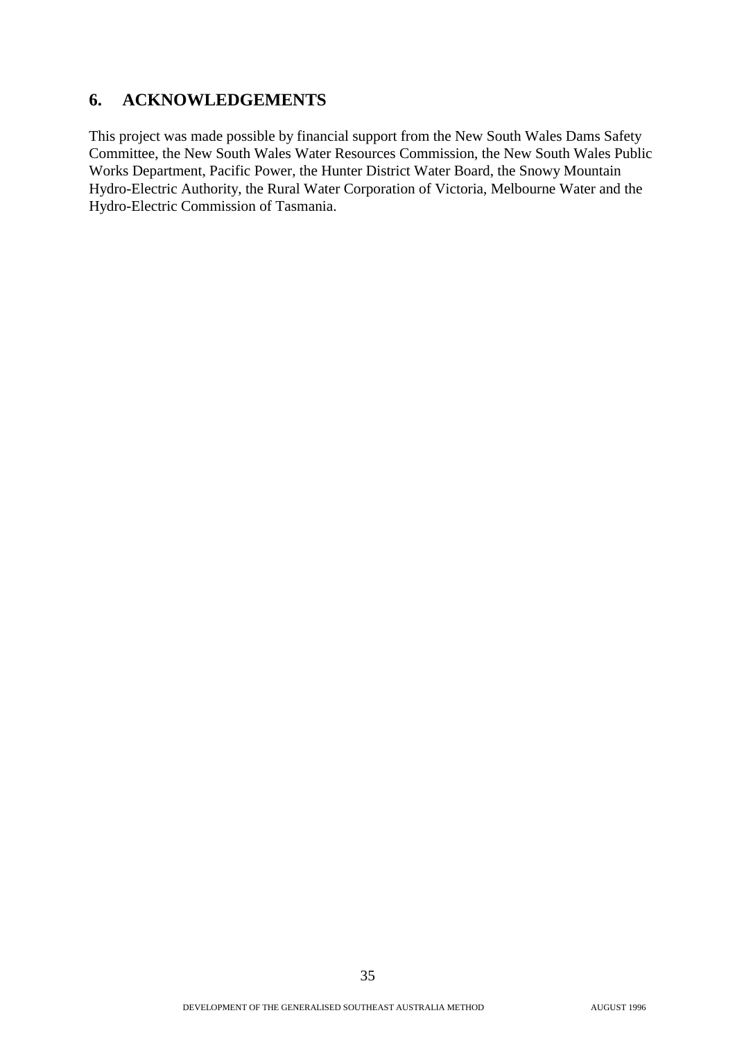## 6. ACKNOWLEDGEMENTS

This project was made possible by financial support from the New South Wales Dams Safety Committee, the New South Wales Water Resources Commission, the New South Wales Public Works Department, Pacific Power, the Hunter District Water Board, the Snowy Mountain Hydro-Electric Authority, the Rural Water Corporation of Victoria, Melbourne Water and the Hydro-Electric Commission of Tasmania.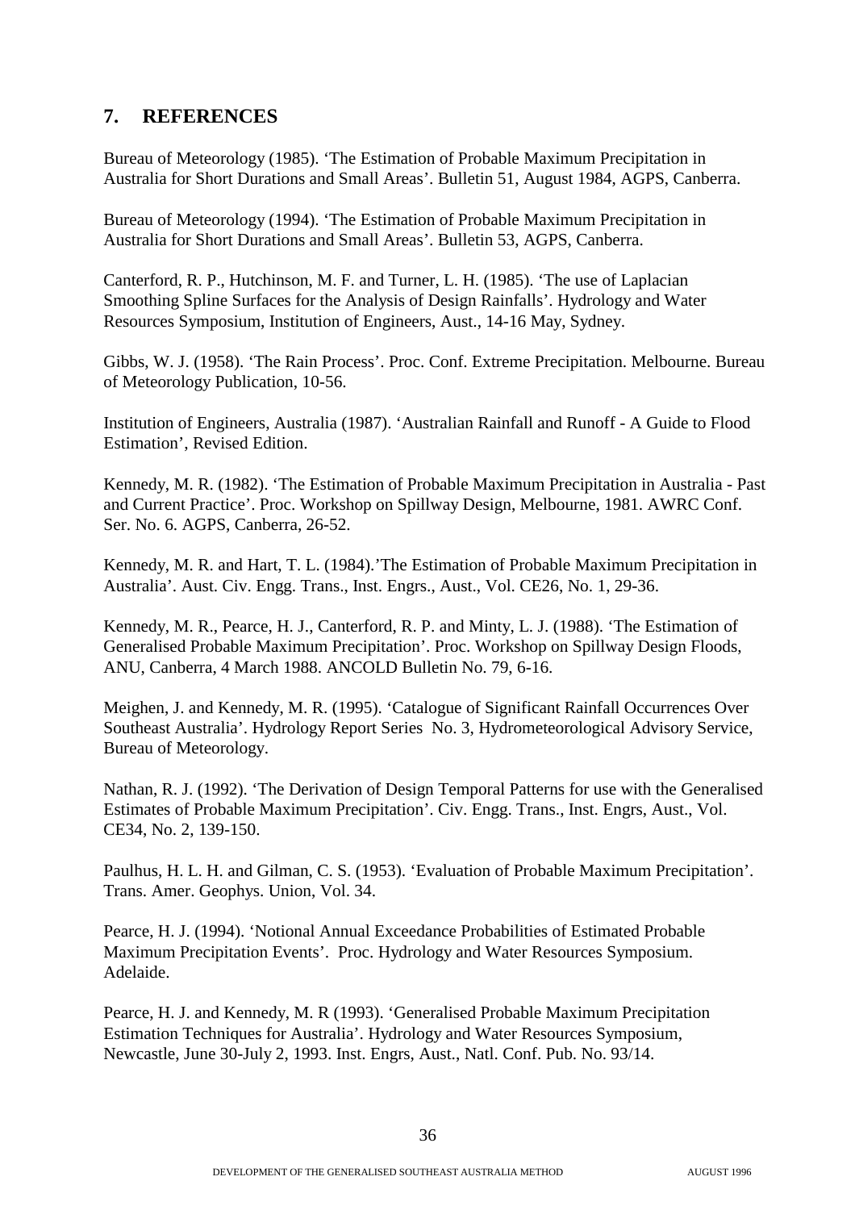## 7. REFERENCES

Bureau of Meteorology (1985). 'The Estimation of Probable Maximum Precipitation in Australia for Short Durations and Small Areas'. Bulletin 51, August 1984, AGPS, Canberra.

Bureau of Meteorology (1994). 'The Estimation of Probable Maximum Precipitation in Australia for Short Durations and Small Areas'. Bulletin 53, AGPS, Canberra.

Canterford, R. P., Hutchinson, M. F. and Turner, L. H. (1985). 'The use of Laplacian Smoothing Spline Surfaces for the Analysis of Design Rainfalls'. Hydrology and Water Resources Symposium, Institution of Engineers, Aust., 14-16 May, Sydney.

Gibbs, W. J. (1958). 'The Rain Process'. Proc. Conf. Extreme Precipitation. Melbourne. Bureau of Meteorology Publication, 10-56.

Institution of Engineers, Australia (1987). 'Australian Rainfall and Runoff - A Guide to Flood Estimation', Revised Edition.

Kennedy, M. R. (1982). 'The Estimation of Probable Maximum Precipitation in Australia - Past and Current Practice'. Proc. Workshop on Spillway Design, Melbourne, 1981. AWRC Conf. Ser. No. 6. AGPS, Canberra, 26-52.

Kennedy, M. R. and Hart, T. L. (1984).'The Estimation of Probable Maximum Precipitation in Australia'. Aust. Civ. Engg. Trans., Inst. Engrs., Aust., Vol. CE26, No. 1, 29-36.

Kennedy, M. R., Pearce, H. J., Canterford, R. P. and Minty, L. J. (1988). 'The Estimation of Generalised Probable Maximum Precipitation'. Proc. Workshop on Spillway Design Floods, ANU, Canberra, 4 March 1988. ANCOLD Bulletin No. 79, 6-16.

Meighen, J. and Kennedy, M. R. (1995). 'Catalogue of Significant Rainfall Occurrences Over Southeast Australia'. Hydrology Report Series No. 3, Hydrometeorological Advisory Service, Bureau of Meteorology.

Nathan, R. J. (1992). 'The Derivation of Design Temporal Patterns for use with the Generalised Estimates of Probable Maximum Precipitation'. Civ. Engg. Trans., Inst. Engrs, Aust., Vol. CE34, No. 2, 139-150.

Paulhus, H. L. H. and Gilman, C. S. (1953). 'Evaluation of Probable Maximum Precipitation'. Trans. Amer. Geophys. Union, Vol. 34.

Pearce, H. J. (1994). 'Notional Annual Exceedance Probabilities of Estimated Probable Maximum Precipitation Events'. Proc. Hydrology and Water Resources Symposium. Adelaide.

Pearce, H. J. and Kennedy, M. R (1993). 'Generalised Probable Maximum Precipitation Estimation Techniques for Australia'. Hydrology and Water Resources Symposium, Newcastle, June 30-July 2, 1993. Inst. Engrs, Aust., Natl. Conf. Pub. No. 93/14.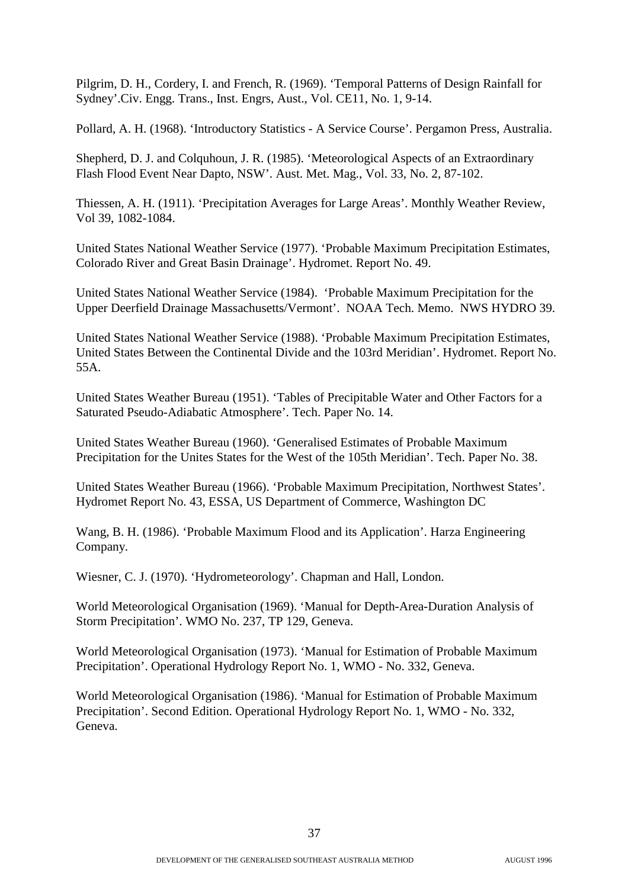Pilgrim, D. H., Cordery, I. and French, R. (1969). 'Temporal Patterns of Design Rainfall for Sydney'.Civ. Engg. Trans., Inst. Engrs, Aust., Vol. CE11, No. 1, 9-14.

Pollard, A. H. (1968). 'Introductory Statistics - A Service Course'. Pergamon Press, Australia.

Shepherd, D. J. and Colquhoun, J. R. (1985). 'Meteorological Aspects of an Extraordinary Flash Flood Event Near Dapto, NSW'. Aust. Met. Mag., Vol. 33, No. 2, 87-102.

Thiessen, A. H. (1911). 'Precipitation Averages for Large Areas'. Monthly Weather Review, Vol 39, 1082-1084.

United States National Weather Service (1977). 'Probable Maximum Precipitation Estimates, Colorado River and Great Basin Drainage'. Hydromet. Report No. 49.

United States National Weather Service (1984). 'Probable Maximum Precipitation for the Upper Deerfield Drainage Massachusetts/Vermont'. NOAA Tech. Memo. NWS HYDRO 39.

United States National Weather Service (1988). 'Probable Maximum Precipitation Estimates, United States Between the Continental Divide and the 103rd Meridian'. Hydromet. Report No. 55A.

United States Weather Bureau (1951). 'Tables of Precipitable Water and Other Factors for a Saturated Pseudo-Adiabatic Atmosphere'. Tech. Paper No. 14.

United States Weather Bureau (1960). 'Generalised Estimates of Probable Maximum Precipitation for the Unites States for the West of the 105th Meridian'. Tech. Paper No. 38.

United States Weather Bureau (1966). 'Probable Maximum Precipitation, Northwest States'. Hydromet Report No. 43, ESSA, US Department of Commerce, Washington DC

Wang, B. H. (1986). 'Probable Maximum Flood and its Application'. Harza Engineering Company.

Wiesner, C. J. (1970). 'Hydrometeorology'. Chapman and Hall, London.

World Meteorological Organisation (1969). 'Manual for Depth-Area-Duration Analysis of Storm Precipitation'. WMO No. 237, TP 129, Geneva.

World Meteorological Organisation (1973). 'Manual for Estimation of Probable Maximum Precipitation'. Operational Hydrology Report No. 1, WMO - No. 332, Geneva.

World Meteorological Organisation (1986). 'Manual for Estimation of Probable Maximum Precipitation'. Second Edition. Operational Hydrology Report No. 1, WMO - No. 332, Geneva.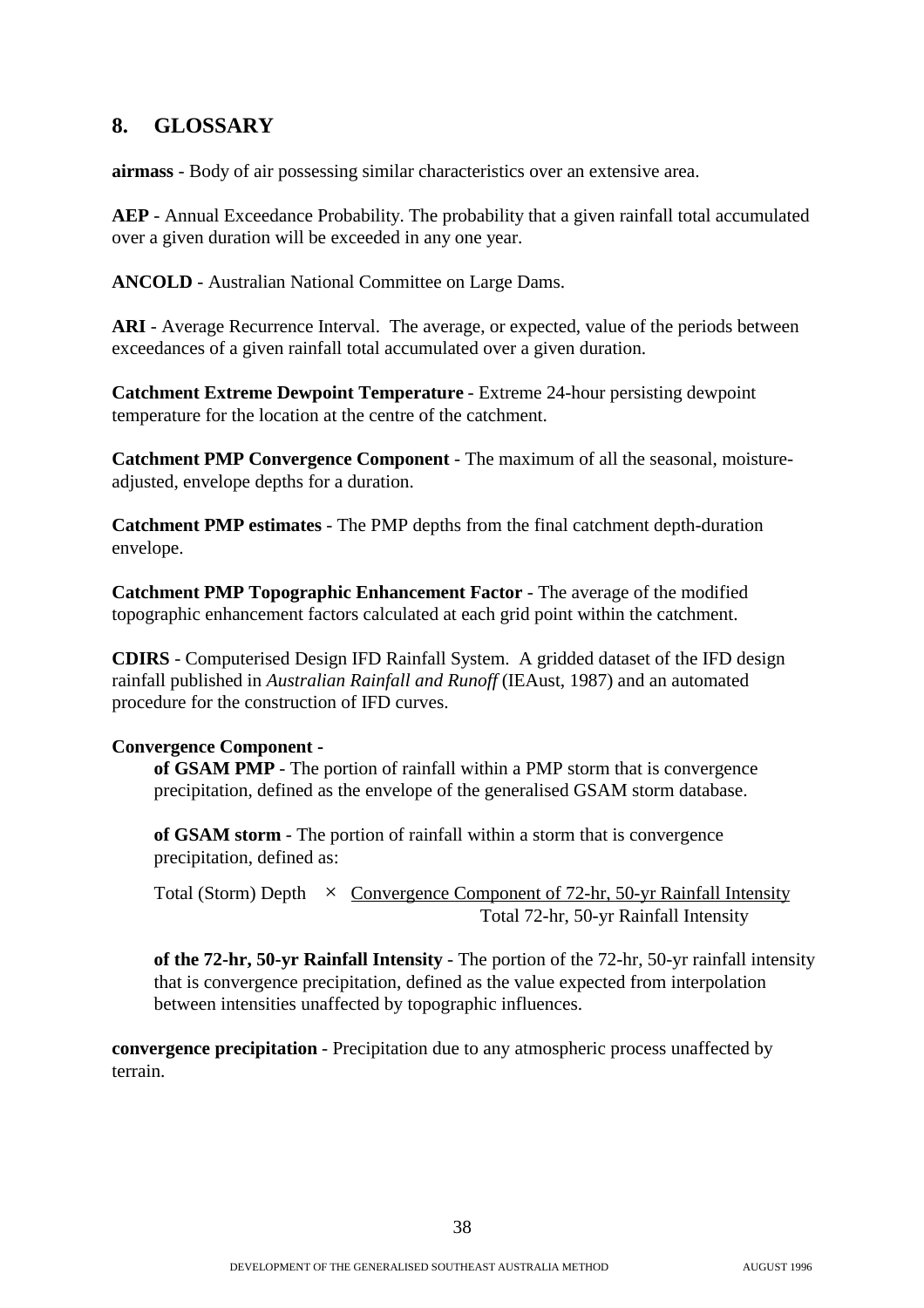## 8. GLOSSARY

**airmass** - Body of air possessing similar characteristics over an extensive area.

**AEP** - Annual Exceedance Probability. The probability that a given rainfall total accumulated over a given duration will be exceeded in any one year.

**ANCOLD** - Australian National Committee on Large Dams.

**ARI** - Average Recurrence Interval. The average, or expected, value of the periods between exceedances of a given rainfall total accumulated over a given duration.

**Catchment Extreme Dewpoint Temperature** - Extreme 24-hour persisting dewpoint temperature for the location at the centre of the catchment.

**Catchment PMP Convergence Component** - The maximum of all the seasonal, moisture-adjusted, envelope depths for a duration.

**Catchment PMP estimates** - The PMP depths from the final catchment depth-duration envelope.

**Catchment PMP Topographic Enhancement Factor** - The average of the modified topographic enhancement factors calculated at each grid point within the catchment.

**CDIRS** - Computerised Design IFD Rainfall System. A gridded dataset of the IFD design rainfall published in *Australian Rainfall and Runoff* (IEAust, 1987) and an automated procedure for the construction of IFD curves.

**Convergence Component -**

**of GSAM PMP** - The portion of rainfall within a PMP storm that is convergence precipitation, defined as the envelope of the generalised GSAM storm database.

**of GSAM storm** - The portion of rainfall within a storm that is convergence precipitation, defined as:

$$\text{Total (Storm) Depth} \times \frac{\text{Convergence Component of 72-hr, 50-yr Rainfall Intensity}}{\text{Total 72-hr, 50-yr Rainfall Intensity}}$$

**of the 72-hr, 50-yr Rainfall Intensity** - The portion of the 72-hr, 50-yr rainfall intensity that is convergence precipitation, defined as the value expected from interpolation between intensities unaffected by topographic influences.

**convergence precipitation** - Precipitation due to any atmospheric process unaffected by terrain.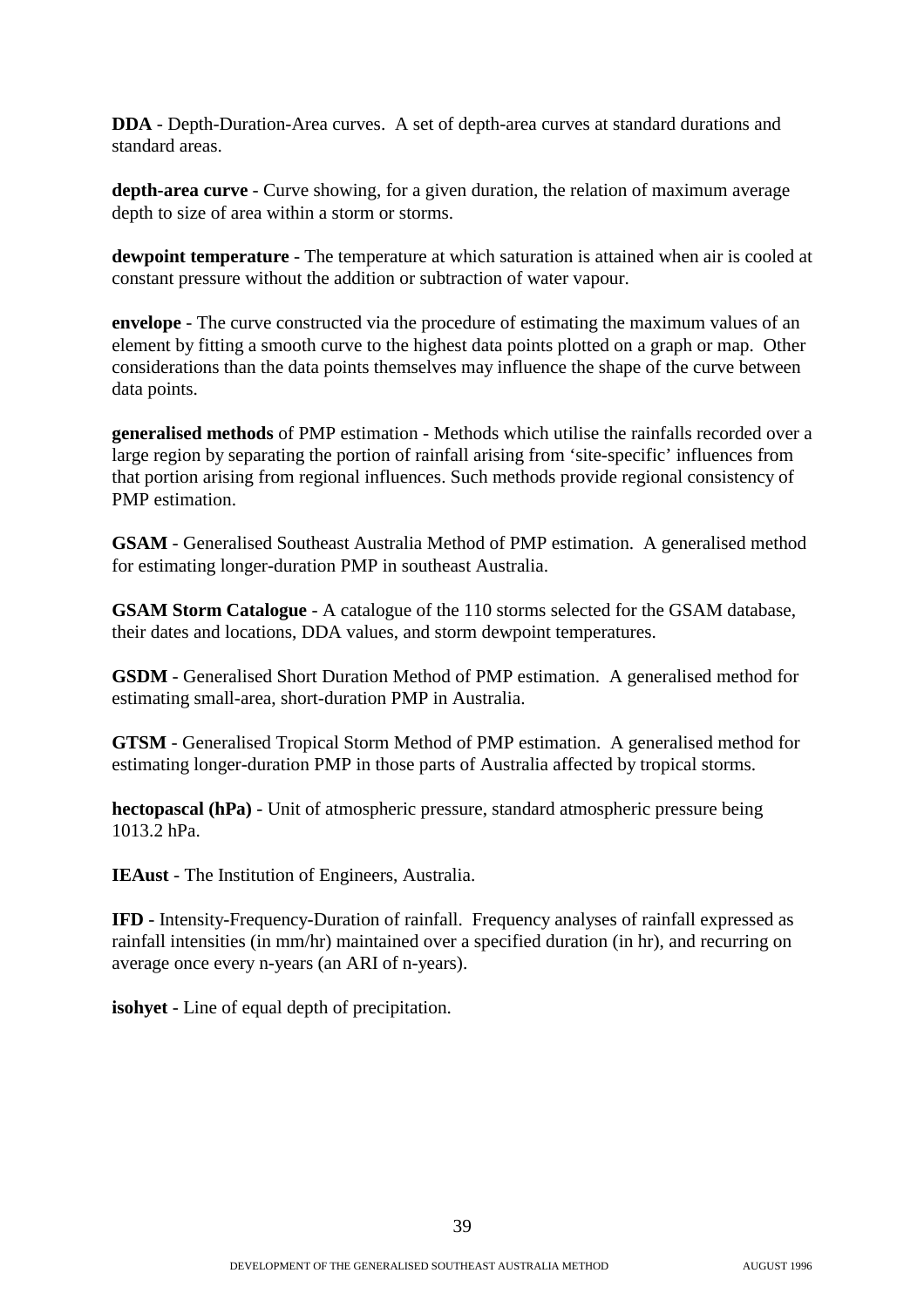**DDA** - Depth-Duration-Area curves. A set of depth-area curves at standard durations and standard areas.

**depth-area curve** - Curve showing, for a given duration, the relation of maximum average depth to size of area within a storm or storms.

**dewpoint temperature** - The temperature at which saturation is attained when air is cooled at constant pressure without the addition or subtraction of water vapour.

**envelope** - The curve constructed via the procedure of estimating the maximum values of an element by fitting a smooth curve to the highest data points plotted on a graph or map. Other considerations than the data points themselves may influence the shape of the curve between data points.

**generalised methods** of PMP estimation - Methods which utilise the rainfalls recorded over a large region by separating the portion of rainfall arising from 'site-specific' influences from that portion arising from regional influences. Such methods provide regional consistency of PMP estimation.

**GSAM** - Generalised Southeast Australia Method of PMP estimation. A generalised method for estimating longer-duration PMP in southeast Australia.

**GSAM Storm Catalogue** - A catalogue of the 110 storms selected for the GSAM database, their dates and locations, DDA values, and storm dewpoint temperatures.

**GSDM** - Generalised Short Duration Method of PMP estimation. A generalised method for estimating small-area, short-duration PMP in Australia.

**GTSM** - Generalised Tropical Storm Method of PMP estimation. A generalised method for estimating longer-duration PMP in those parts of Australia affected by tropical storms.

**hectopascal (hPa)** - Unit of atmospheric pressure, standard atmospheric pressure being 1013.2 hPa.

**IEAust** - The Institution of Engineers, Australia.

**IFD** - Intensity-Frequency-Duration of rainfall. Frequency analyses of rainfall expressed as rainfall intensities (in mm/hr) maintained over a specified duration (in hr), and recurring on average once every n-years (an ARI of n-years).

**isohyet** - Line of equal depth of precipitation.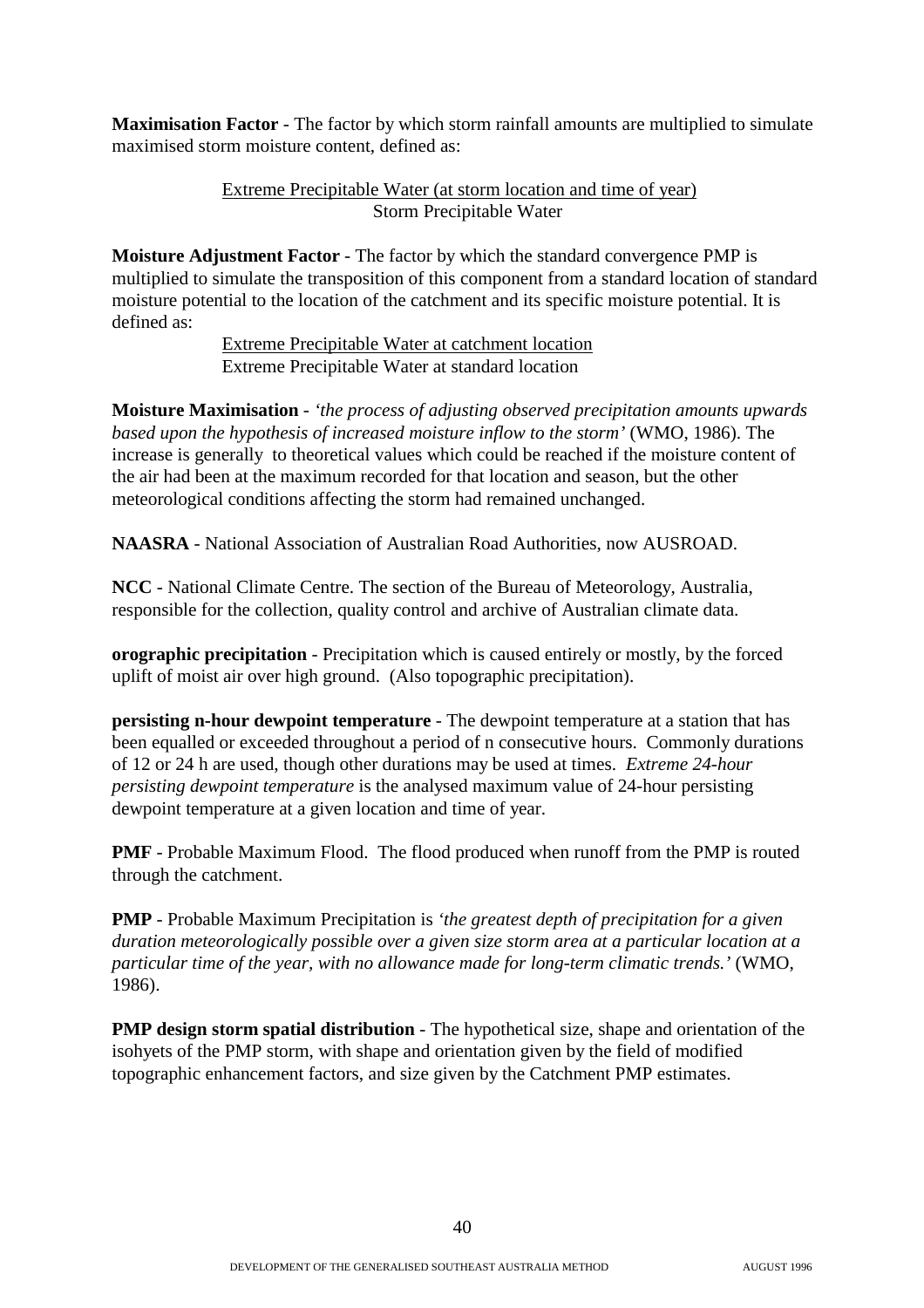**Maximisation Factor** - The factor by which storm rainfall amounts are multiplied to simulate maximised storm moisture content, defined as:

$$\frac{\text{Extreme Precipitable Water (at storm location and time of year)}}{\text{Storm Precipitable Water}}$$

**Moisture Adjustment Factor** - The factor by which the standard convergence PMP is multiplied to simulate the transposition of this component from a standard location of standard moisture potential to the location of the catchment and its specific moisture potential. It is defined as:

$$\frac{\text{Extreme Precipitable Water at catchment location}}{\text{Extreme Precipitable Water at standard location}}$$

**Moisture Maximisation** - *'the process of adjusting observed precipitation amounts upwards based upon the hypothesis of increased moisture inflow to the storm'* (WMO, 1986). The increase is generally to theoretical values which could be reached if the moisture content of the air had been at the maximum recorded for that location and season, but the other meteorological conditions affecting the storm had remained unchanged.

**NAASRA** - National Association of Australian Road Authorities, now AUSROAD.

**NCC** - National Climate Centre. The section of the Bureau of Meteorology, Australia, responsible for the collection, quality control and archive of Australian climate data.

**orographic precipitation** - Precipitation which is caused entirely or mostly, by the forced uplift of moist air over high ground. (Also topographic precipitation).

**persisting n-hour dewpoint temperature** - The dewpoint temperature at a station that has been equalled or exceeded throughout a period of n consecutive hours. Commonly durations of 12 or 24 h are used, though other durations may be used at times. *Extreme 24-hour persisting dewpoint temperature* is the analysed maximum value of 24-hour persisting dewpoint temperature at a given location and time of year.

**PMF** - Probable Maximum Flood. The flood produced when runoff from the PMP is routed through the catchment.

**PMP** - Probable Maximum Precipitation is *'the greatest depth of precipitation for a given duration meteorologically possible over a given size storm area at a particular location at a particular time of the year, with no allowance made for long-term climatic trends.'* (WMO, 1986).

**PMP design storm spatial distribution** - The hypothetical size, shape and orientation of the isohyets of the PMP storm, with shape and orientation given by the field of modified topographic enhancement factors, and size given by the Catchment PMP estimates.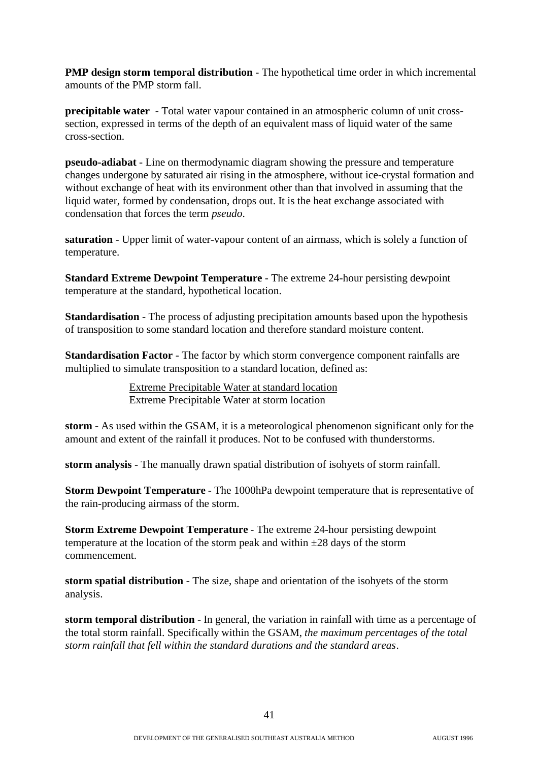**PMP design storm temporal distribution** - The hypothetical time order in which incremental amounts of the PMP storm fall.

**precipitable water** - Total water vapour contained in an atmospheric column of unit cross-section, expressed in terms of the depth of an equivalent mass of liquid water of the same cross-section.

**pseudo-adiabat** - Line on thermodynamic diagram showing the pressure and temperature changes undergone by saturated air rising in the atmosphere, without ice-crystal formation and without exchange of heat with its environment other than that involved in assuming that the liquid water, formed by condensation, drops out. It is the heat exchange associated with condensation that forces the term *pseudo*.

**saturation** - Upper limit of water-vapour content of an airmass, which is solely a function of temperature.

**Standard Extreme Dewpoint Temperature** - The extreme 24-hour persisting dewpoint temperature at the standard, hypothetical location.

**Standardisation** - The process of adjusting precipitation amounts based upon the hypothesis of transposition to some standard location and therefore standard moisture content.

**Standardisation Factor** - The factor by which storm convergence component rainfalls are multiplied to simulate transposition to a standard location, defined as:

$$\frac{\text{Extreme Precipitable Water at standard location}}{\text{Extreme Precipitable Water at storm location}}$$

**storm** - As used within the GSAM, it is a meteorological phenomenon significant only for the amount and extent of the rainfall it produces. Not to be confused with thunderstorms.

**storm analysis** - The manually drawn spatial distribution of isohyets of storm rainfall.

**Storm Dewpoint Temperature** - The 1000hPa dewpoint temperature that is representative of the rain-producing airmass of the storm.

**Storm Extreme Dewpoint Temperature** - The extreme 24-hour persisting dewpoint temperature at the location of the storm peak and within ±28 days of the storm commencement.

**storm spatial distribution** - The size, shape and orientation of the isohyets of the storm analysis.

**storm temporal distribution** - In general, the variation in rainfall with time as a percentage of the total storm rainfall. Specifically within the GSAM, *the maximum percentages of the total storm rainfall that fell within the standard durations and the standard areas*.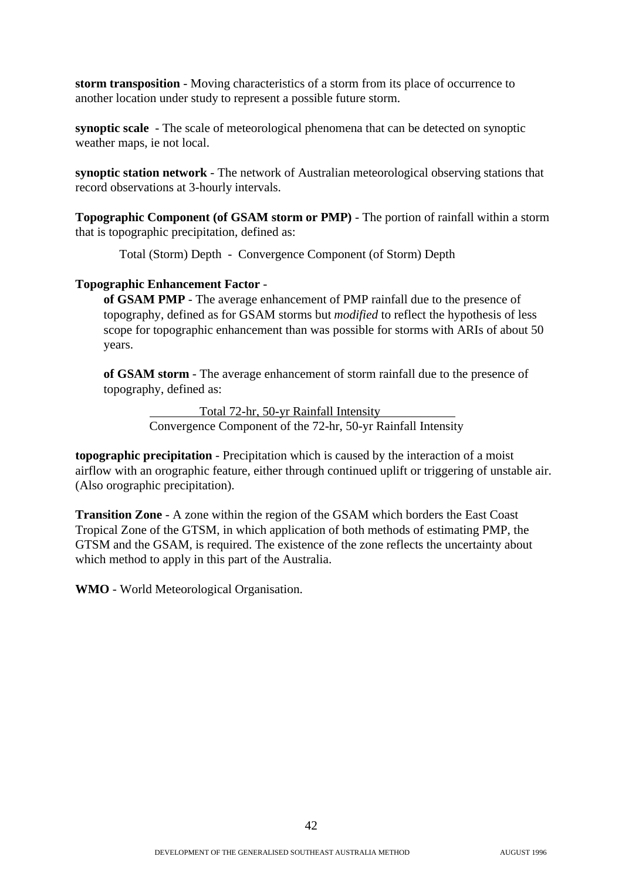**storm transposition** - Moving characteristics of a storm from its place of occurrence to another location under study to represent a possible future storm.

**synoptic scale** - The scale of meteorological phenomena that can be detected on synoptic weather maps, ie not local.

**synoptic station network** - The network of Australian meteorological observing stations that record observations at 3-hourly intervals.

**Topographic Component (of GSAM storm or PMP)** - The portion of rainfall within a storm that is topographic precipitation, defined as:

Total (Storm) Depth - Convergence Component (of Storm) Depth

**Topographic Enhancement Factor** -

**of GSAM PMP** - The average enhancement of PMP rainfall due to the presence of topography, defined as for GSAM storms but *modified* to reflect the hypothesis of less scope for topographic enhancement than was possible for storms with ARIs of about 50 years.

**of GSAM storm** - The average enhancement of storm rainfall due to the presence of topography, defined as:

$$\frac{\text{Total 72-hr, 50-yr Rainfall Intensity}}{\text{Convergence Component of the 72-hr, 50-yr Rainfall Intensity}}$$

**topographic precipitation** - Precipitation which is caused by the interaction of a moist airflow with an orographic feature, either through continued uplift or triggering of unstable air. (Also orographic precipitation).

**Transition Zone** - A zone within the region of the GSAM which borders the East Coast Tropical Zone of the GTSM, in which application of both methods of estimating PMP, the GTSM and the GSAM, is required. The existence of the zone reflects the uncertainty about which method to apply in this part of the Australia.

**WMO** - World Meteorological Organisation.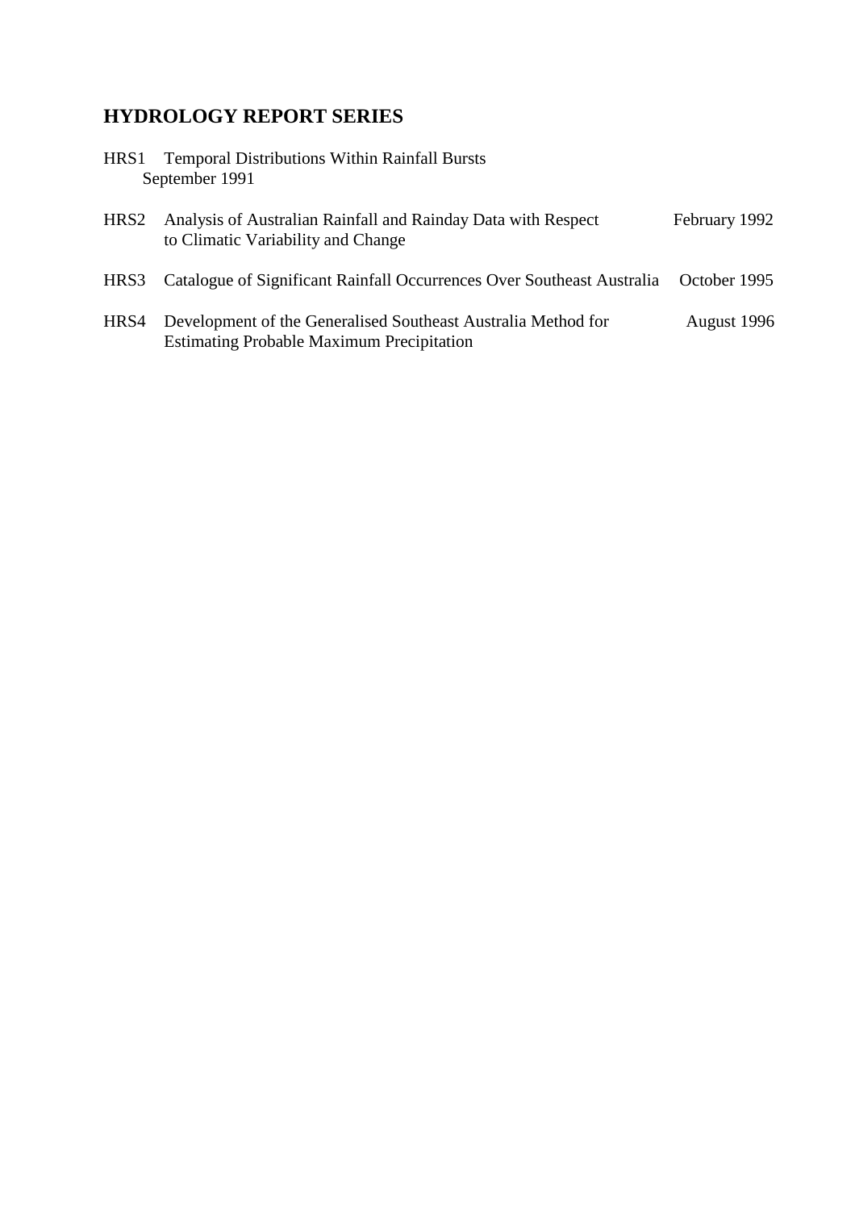# HYDROLOGY REPORT SERIES

| | | |
|---|---|---|
| HRS1 | Temporal Distributions Within Rainfall Bursts | September 1991 |
| HRS2 | Analysis of Australian Rainfall and Rainday Data with Respect to Climatic Variability and Change | February 1992 |
| HRS3 | Catalogue of Significant Rainfall Occurrences Over Southeast Australia | October 1995 |
| HRS4 | Development of the Generalised Southeast Australia Method for Estimating Probable Maximum Precipitation | August 1996 |